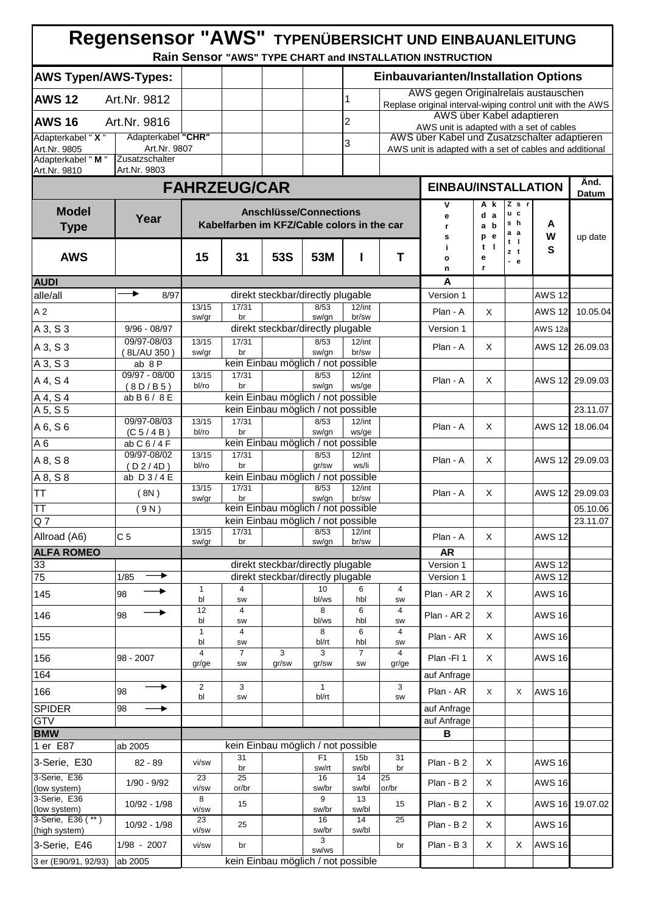# Regensensor "AWS" TYPENÜBERSICHT UND EINBAUANLEITUNG

**Rain Sensor "AWS" TYPE CHART and INSTALLATION INSTRUCTION**

| AWS Typen/AWS-Types: | | Einbauvarianten/Installation Options | |
|---|---|---|---|
| **AWS 12** | Art.Nr. 9812 | 1 | AWS gegen Originalrelais austauschen / Replace original interval-wiping control unit with the AWS |
| **AWS 16** | Art.Nr. 9816 | 2 | AWS über Kabel adaptieren / AWS unit is adapted with a set of cables |
| Adapterkabel " **X** " Art.Nr. 9805 | Adapterkabel **"CHR"** Art.Nr. 9807 | 3 | AWS über Kabel und Zusatzschalter adaptieren / AWS unit is adapted with a set of cables and additional |
| Adapterkabel " **M** " Art.Nr. 9810 | Zusatzschalter Art.Nr. 9803 | | |

## FAHRZEUG/CAR — EINBAU/INSTALLATION

| Model Type / AWS | Year | 15 | 31 | 53S | 53M | I | T | Version | Adapterkabel | Zusatzschalter | AWS | Änd. Datum / up date |
|---|---|---|---|---|---|---|---|---|---|---|---|---|
| | | Anschlüsse/Connections – Kabelfarben im KFZ/Cable colors in the car | | | | | | | | | | |
| **AUDI** | | | | | | | | **A** | | | | |
| alle/all | → 8/97 | direkt steckbar/directly plugable | | | | | | Version 1 | | | AWS 12 | |
| A 2 | | 13/15 sw/gr | 17/31 br | | 8/53 sw/gn | 12/int br/sw | | Plan - A | X | | AWS 12 | 10.05.04 |
| A 3, S 3 | 9/96 - 08/97 | direkt steckbar/directly plugable | | | | | | Version 1 | | | AWS 12a | |
| A 3, S 3 | 09/97-08/03 ( 8L/AU 350 ) | 13/15 sw/gr | 17/31 br | | 8/53 sw/gn | 12/int br/sw | | Plan - A | X | | AWS 12 | 26.09.03 |
| A 3, S 3 | ab 8 P | kein Einbau möglich / not possible | | | | | | | | | | |
| A 4, S 4 | 09/97 - 08/00 ( 8 D / B 5 ) | 13/15 bl/ro | 17/31 br | | 8/53 sw/gn | 12/int ws/ge | | Plan - A | X | | AWS 12 | 29.09.03 |
| A 4, S 4 | ab B 6 / 8 E | kein Einbau möglich / not possible | | | | | | | | | | |
| A 5, S 5 | | kein Einbau möglich / not possible | | | | | | | | | | 23.11.07 |
| A 6, S 6 | 09/97-08/03 (C 5 / 4 B ) | 13/15 bl/ro | 17/31 br | | 8/53 sw/gn | 12/int ws/ge | | Plan - A | X | | AWS 12 | 18.06.04 |
| A 6 | ab C 6 / 4 F | kein Einbau möglich / not possible | | | | | | | | | | |
| A 8, S 8 | 09/97-08/02 ( D 2 / 4D ) | 13/15 bl/ro | 17/31 br | | 8/53 gr/sw | 12/int ws/li | | Plan - A | X | | AWS 12 | 29.09.03 |
| A 8, S 8 | ab D 3 / 4 E | kein Einbau möglich / not possible | | | | | | | | | | |
| TT | ( 8N ) | 13/15 sw/gr | 17/31 br | | 8/53 sw/gn | 12/int br/sw | | Plan - A | X | | AWS 12 | 29.09.03 |
| TT | ( 9 N ) | kein Einbau möglich / not possible | | | | | | | | | | 05.10.06 |
| Q 7 | | kein Einbau möglich / not possible | | | | | | | | | | 23.11.07 |
| Allroad (A6) | C 5 | 13/15 sw/gr | 17/31 br | | 8/53 sw/gn | 12/int br/sw | | Plan - A | X | | AWS 12 | |
| **ALFA ROMEO** | | | | | | | | **AR** | | | | |
| 33 | | direkt steckbar/directly plugable | | | | | | Version 1 | | | AWS 12 | |
| 75 | 1/85 → | direkt steckbar/directly plugable | | | | | | Version 1 | | | AWS 12 | |
| 145 | 98 → | 1 bl | 4 sw | | 10 bl/ws | 6 hbl | 4 sw | Plan - AR 2 | X | | AWS 16 | |
| 146 | 98 → | 12 bl | 4 sw | | 8 bl/ws | 6 hbl | 4 sw | Plan - AR 2 | X | | AWS 16 | |
| 155 | | 1 bl | 4 sw | | 8 bl/rt | 6 hbl | 4 sw | Plan - AR | X | | AWS 16 | |
| 156 | 98 - 2007 | 4 gr/ge | 7 sw | 3 gr/sw | 3 gr/sw | 7 sw | 4 gr/ge | Plan -FI 1 | X | | AWS 16 | |
| 164 | | | | | | | | auf Anfrage | | | | |
| 166 | 98 → | 2 bl | 3 sw | | 1 bl/rt | | 3 sw | Plan - AR | X | X | AWS 16 | |
| SPIDER | 98 → | | | | | | | auf Anfrage | | | | |
| GTV | | | | | | | | auf Anfrage | | | | |
| **BMW** | | | | | | | | **B** | | | | |
| 1 er E87 | ab 2005 | kein Einbau möglich / not possible | | | | | | | | | | |
| 3-Serie, E30 | 82 - 89 | vi/sw | 31 br | | F1 sw/rt | 15b sw/bl | 31 br | Plan - B 2 | X | | AWS 16 | |
| 3-Serie, E36 (low system) | 1/90 - 9/92 | 23 vi/sw | 25 or/br | | 16 sw/br | 14 sw/bl | 25 or/br | Plan - B 2 | X | | AWS 16 | |
| 3-Serie, E36 (low system) | 10/92 - 1/98 | 8 vi/sw | 15 | | 9 sw/br | 13 sw/bl | 15 | Plan - B 2 | X | | AWS 16 | 19.07.02 |
| 3-Serie, E36 ( ** ) (high system) | 10/92 - 1/98 | 23 vi/sw | 25 | | 16 sw/br | 14 sw/bl | 25 | Plan - B 2 | X | | AWS 16 | |
| 3-Serie, E46 | 1/98 - 2007 | vi/sw | br | | 3 sw/ws | | br | Plan - B 3 | X | X | AWS 16 | |
| 3 er (E90/91, 92/93) | ab 2005 | kein Einbau möglich / not possible | | | | | | | | | | |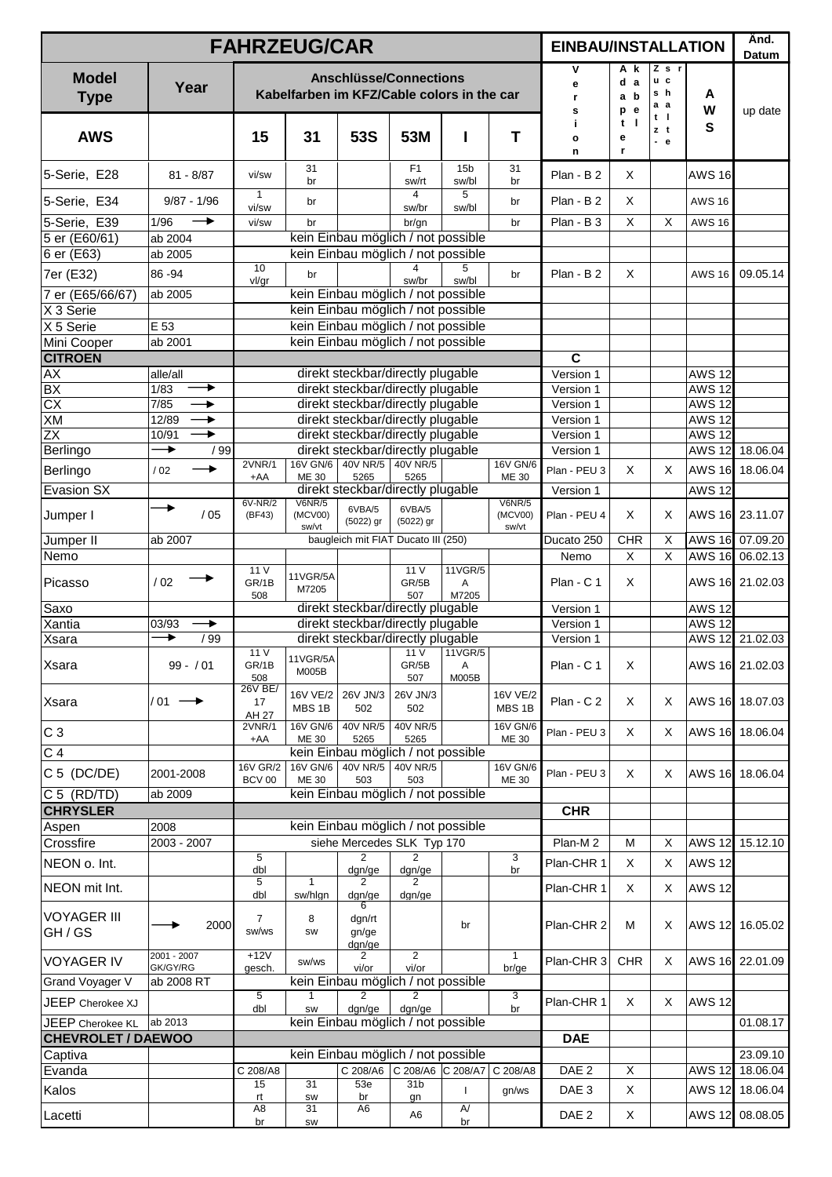| FAHRZEUG/CAR | | | | | | | | EINBAU/INSTALLATION | | | | Änd. Datum |
|---|---|---|---|---|---|---|---|---|---|---|---|---|
| **Model Type** | **Year** | **Anschlüsse/Connections Kabelfarben im KFZ/Cable colors in the car** | | | | | | **Version** | **Adapterkabel** | **Zusatzrelais** | **AWS** | up date |
| **AWS** | | **15** | **31** | **53S** | **53M** | **I** | **T** | | | | | |
| 5-Serie, E28 | 81 - 8/87 | vi/sw | 31 br | | F1 sw/rt | 15b sw/bl | 31 br | Plan - B 2 | X | | AWS 16 | |
| 5-Serie, E34 | 9/87 - 1/96 | 1 vi/sw | br | | 4 sw/br | 5 sw/bl | br | Plan - B 2 | X | | AWS 16 | |
| 5-Serie, E39 | 1/96 → | vi/sw | br | | br/gn | | br | Plan - B 3 | X | X | AWS 16 | |
| 5 er (E60/61) | ab 2004 | kein Einbau möglich / not possible | | | | | | | | | | |
| 6 er (E63) | ab 2005 | kein Einbau möglich / not possible | | | | | | | | | | |
| 7er (E32) | 86 -94 | 10 vl/gr | br | | 4 sw/br | 5 sw/bl | br | Plan - B 2 | X | | AWS 16 | 09.05.14 |
| 7 er (E65/66/67) | ab 2005 | kein Einbau möglich / not possible | | | | | | | | | | |
| X 3 Serie | | kein Einbau möglich / not possible | | | | | | | | | | |
| X 5 Serie | E 53 | kein Einbau möglich / not possible | | | | | | | | | | |
| Mini Cooper | ab 2001 | kein Einbau möglich / not possible | | | | | | | | | | |
| **CITROEN** | | | | | | | | **C** | | | | |
| AX | alle/all | direkt steckbar/directly plugable | | | | | | Version 1 | | | AWS 12 | |
| BX | 1/83 → | direkt steckbar/directly plugable | | | | | | Version 1 | | | AWS 12 | |
| CX | 7/85 → | direkt steckbar/directly plugable | | | | | | Version 1 | | | AWS 12 | |
| XM | 12/89 → | direkt steckbar/directly plugable | | | | | | Version 1 | | | AWS 12 | |
| ZX | 10/91 → | direkt steckbar/directly plugable | | | | | | Version 1 | | | AWS 12 | |
| Berlingo | → / 99 | direkt steckbar/directly plugable | | | | | | Version 1 | | | AWS 12 | 18.06.04 |
| Berlingo | / 02 → | 2VNR/1 +AA | 16V GN/6 ME 30 | 40V NR/5 5265 | 40V NR/5 5265 | | 16V GN/6 ME 30 | Plan - PEU 3 | X | X | AWS 16 | 18.06.04 |
| Evasion SX | | direkt steckbar/directly plugable | | | | | | Version 1 | | | AWS 12 | |
| Jumper I | → / 05 | 6V-NR/2 (BF43) | V6NR/5 (MCV00) sw/vt | 6VBA/5 (5022) gr | 6VBA/5 (5022) gr | | V6NR/5 (MCV00) sw/vt | Plan - PEU 4 | X | X | AWS 16 | 23.11.07 |
| Jumper II | ab 2007 | baugleich mit FIAT Ducato III (250) | | | | | | Ducato 250 | CHR | X | AWS 16 | 07.09.20 |
| Nemo | | | | | | | | Nemo | X | X | AWS 16 | 06.02.13 |
| Picasso | / 02 → | 11 V GR/1B 508 | 11VGR/5A M7205 | | 11 V GR/5B 507 | 11VGR/5 A M7205 | | Plan - C 1 | X | | AWS 16 | 21.02.03 |
| Saxo | | direkt steckbar/directly plugable | | | | | | Version 1 | | | AWS 12 | |
| Xantia | 03/93 → | direkt steckbar/directly plugable | | | | | | Version 1 | | | AWS 12 | |
| Xsara | → / 99 | direkt steckbar/directly plugable | | | | | | Version 1 | | | AWS 12 | 21.02.03 |
| Xsara | 99 - / 01 | 11 V GR/1B 508 | 11VGR/5A M005B | | 11 V GR/5B 507 | 11VGR/5 A M005B | | Plan - C 1 | X | | AWS 16 | 21.02.03 |
| Xsara | / 01 → | 26V BE/ 17 AH 27 | 16V VE/2 MBS 1B | 26V JN/3 502 | 26V JN/3 502 | | 16V VE/2 MBS 1B | Plan - C 2 | X | X | AWS 16 | 18.07.03 |
| C 3 | | 2VNR/1 +AA | 16V GN/6 ME 30 | 40V NR/5 5265 | 40V NR/5 5265 | | 16V GN/6 ME 30 | Plan - PEU 3 | X | X | AWS 16 | 18.06.04 |
| C 4 | | kein Einbau möglich / not possible | | | | | | | | | | |
| C 5 (DC/DE) | 2001-2008 | 16V GR/2 BCV 00 | 16V GN/6 ME 30 | 40V NR/5 503 | 40V NR/5 503 | | 16V GN/6 ME 30 | Plan - PEU 3 | X | X | AWS 16 | 18.06.04 |
| C 5 (RD/TD) | ab 2009 | kein Einbau möglich / not possible | | | | | | | | | | |
| **CHRYSLER** | | | | | | | | **CHR** | | | | |
| Aspen | 2008 | kein Einbau möglich / not possible | | | | | | | | | | |
| Crossfire | 2003 - 2007 | siehe Mercedes SLK Typ 170 | | | | | | Plan-M 2 | M | X | AWS 12 | 15.12.10 |
| NEON o. Int. | | 5 dbl | | 2 dgn/ge | 2 dgn/ge | | 3 br | Plan-CHR 1 | X | X | AWS 12 | |
| NEON mit Int. | | 5 dbl | 1 sw/hlgn | 2 dgn/ge | 2 dgn/ge | | | Plan-CHR 1 | X | X | AWS 12 | |
| VOYAGER III GH / GS | → 2000 | 7 sw/ws | 8 sw | 6 dgn/rt gn/ge dgn/ge | | br | | Plan-CHR 2 | M | X | AWS 12 | 16.05.02 |
| VOYAGER IV | 2001 - 2007 GK/GY/RG | +12V gesch. | sw/ws | 2 vi/or | 2 vi/or | | 1 br/ge | Plan-CHR 3 | CHR | X | AWS 16 | 22.01.09 |
| Grand Voyager V | ab 2008 RT | kein Einbau möglich / not possible | | | | | | | | | | |
| JEEP Cherokee XJ | | 5 dbl | 1 sw | 2 dgn/ge | 2 dgn/ge | | 3 br | Plan-CHR 1 | X | X | AWS 12 | |
| JEEP Cherokee KL | ab 2013 | kein Einbau möglich / not possible | | | | | | | | | | 01.08.17 |
| **CHEVROLET / DAEWOO** | | | | | | | | **DAE** | | | | |
| Captiva | | kein Einbau möglich / not possible | | | | | | | | | | 23.09.10 |
| Evanda | | C 208/A8 | | C 208/A6 | C 208/A6 | C 208/A7 | C 208/A8 | DAE 2 | X | | AWS 12 | 18.06.04 |
| Kalos | | 15 rt | 31 sw | 53e br | 31b gn | I | gn/ws | DAE 3 | X | | AWS 12 | 18.06.04 |
| Lacetti | | A8 br | 31 sw | A6 | A6 | A/ br | | DAE 2 | X | | AWS 12 | 08.08.05 |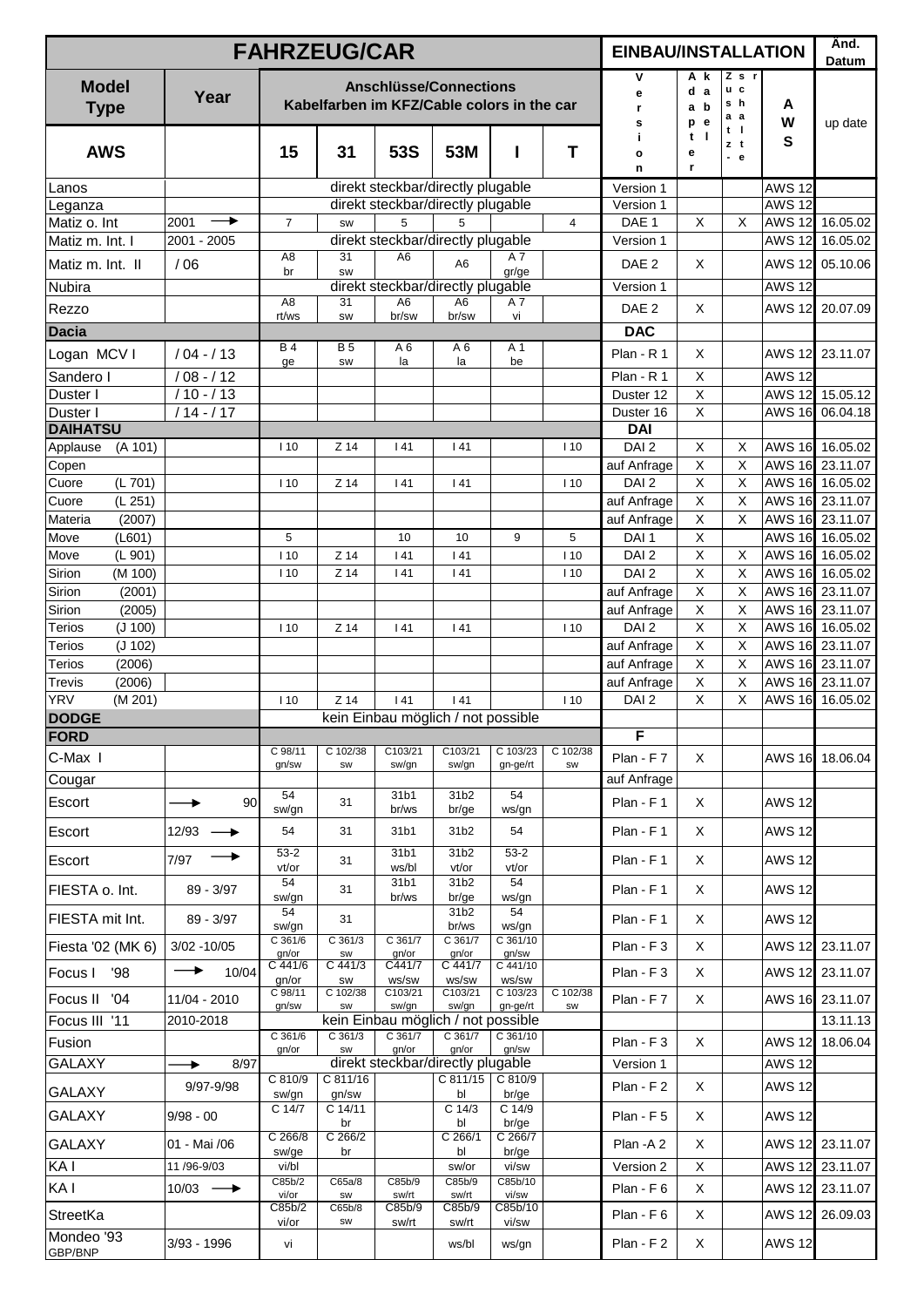| FAHRZEUG/CAR | | | | | | | | EINBAU/INSTALLATION | | | | Änd. Datum |
|---|---|---|---|---|---|---|---|---|---|---|---|---|
| **Model Type** | **Year** | **Anschlüsse/Connections Kabelfarben im KFZ/Cable colors in the car** | | | | | | **Version** | **Adapterkabel** | **Zusch-alt** | **AWS** | up date |
| **AWS** | | **15** | **31** | **53S** | **53M** | **I** | **T** | | | | | |
| Lanos | | direkt steckbar/directly plugable | | | | | | Version 1 | | | AWS 12 | |
| Leganza | | direkt steckbar/directly plugable | | | | | | Version 1 | | | AWS 12 | |
| Matiz o. Int | 2001 → | 7 | sw | 5 | 5 | | 4 | DAE 1 | X | X | AWS 12 | 16.05.02 |
| Matiz m. Int. I | 2001 - 2005 | direkt steckbar/directly plugable | | | | | | Version 1 | | | AWS 12 | 16.05.02 |
| Matiz m. Int. II | / 06 | A8 br | 31 sw | A6 | A6 | A 7 gr/ge | | DAE 2 | X | | AWS 12 | 05.10.06 |
| Nubira | | direkt steckbar/directly plugable | | | | | | Version 1 | | | AWS 12 | |
| Rezzo | | A8 rt/ws | 31 sw | A6 br/sw | A6 br/sw | A 7 vi | | DAE 2 | X | | AWS 12 | 20.07.09 |
| **Dacia** | | | | | | | | **DAC** | | | | |
| Logan MCV I | / 04 - / 13 | B 4 ge | B 5 sw | A 6 la | A 6 la | A 1 be | | Plan - R 1 | X | | AWS 12 | 23.11.07 |
| Sandero I | / 08 - / 12 | | | | | | | Plan - R 1 | X | | AWS 12 | |
| Duster I | / 10 - / 13 | | | | | | | Duster 12 | X | | AWS 12 | 15.05.12 |
| Duster I | / 14 - / 17 | | | | | | | Duster 16 | X | | AWS 16 | 06.04.18 |
| **DAIHATSU** | | | | | | | | **DAI** | | | | |
| Applause (A 101) | | I 10 | Z 14 | I 41 | I 41 | | I 10 | DAI 2 | X | X | AWS 16 | 16.05.02 |
| Copen | | | | | | | | auf Anfrage | X | X | AWS 16 | 23.11.07 |
| Cuore (L 701) | | I 10 | Z 14 | I 41 | I 41 | | I 10 | DAI 2 | X | X | AWS 16 | 16.05.02 |
| Cuore (L 251) | | | | | | | | auf Anfrage | X | X | AWS 16 | 23.11.07 |
| Materia (2007) | | | | | | | | auf Anfrage | X | X | AWS 16 | 23.11.07 |
| Move (L601) | | 5 | | 10 | 10 | 9 | 5 | DAI 1 | X | | AWS 16 | 16.05.02 |
| Move (L 901) | | I 10 | Z 14 | I 41 | I 41 | | I 10 | DAI 2 | X | X | AWS 16 | 16.05.02 |
| Sirion (M 100) | | I 10 | Z 14 | I 41 | I 41 | | I 10 | DAI 2 | X | X | AWS 16 | 16.05.02 |
| Sirion (2001) | | | | | | | | auf Anfrage | X | X | AWS 16 | 23.11.07 |
| Sirion (2005) | | | | | | | | auf Anfrage | X | X | AWS 16 | 23.11.07 |
| Terios (J 100) | | I 10 | Z 14 | I 41 | I 41 | | I 10 | DAI 2 | X | X | AWS 16 | 16.05.02 |
| Terios (J 102) | | | | | | | | auf Anfrage | X | X | AWS 16 | 23.11.07 |
| Terios (2006) | | | | | | | | auf Anfrage | X | X | AWS 16 | 23.11.07 |
| Trevis (2006) | | | | | | | | auf Anfrage | X | X | AWS 16 | 23.11.07 |
| YRV (M 201) | | I 10 | Z 14 | I 41 | I 41 | | I 10 | DAI 2 | X | X | AWS 16 | 16.05.02 |
| **DODGE** | | kein Einbau möglich / not possible | | | | | | | | | | |
| **FORD** | | | | | | | | **F** | | | | |
| C-Max I | | C 98/11 gn/sw | C 102/38 sw | C103/21 sw/gn | C103/21 sw/gn | C 103/23 gn-ge/rt | C 102/38 sw | Plan - F 7 | X | | AWS 16 | 18.06.04 |
| Cougar | | | | | | | | auf Anfrage | | | | |
| Escort | → 90 | 54 sw/gn | 31 | 31b1 br/ws | 31b2 br/ge | 54 ws/gn | | Plan - F 1 | X | | AWS 12 | |
| Escort | 12/93 → | 54 | 31 | 31b1 | 31b2 | 54 | | Plan - F 1 | X | | AWS 12 | |
| Escort | 7/97 → | 53-2 vt/or | 31 | 31b1 ws/bl | 31b2 vt/or | 53-2 vt/or | | Plan - F 1 | X | | AWS 12 | |
| FIESTA o. Int. | 89 - 3/97 | 54 sw/gn | 31 | 31b1 br/ws | 31b2 br/ge | 54 ws/gn | | Plan - F 1 | X | | AWS 12 | |
| FIESTA mit Int. | 89 - 3/97 | 54 sw/gn | 31 | | 31b2 br/ws | 54 ws/gn | | Plan - F 1 | X | | AWS 12 | |
| Fiesta '02 (MK 6) | 3/02 -10/05 | C 361/6 gn/or | C 361/3 sw | C 361/7 gn/or | C 361/7 gn/or | C 361/10 gn/sw | | Plan - F 3 | X | | AWS 12 | 23.11.07 |
| Focus I '98 | → 10/04 | C 441/6 gn/or | C 441/3 sw | C441/7 ws/sw | C 441/7 ws/sw | C 441/10 ws/sw | | Plan - F 3 | X | | AWS 12 | 23.11.07 |
| Focus II '04 | 11/04 - 2010 | C 98/11 gn/sw | C 102/38 sw | C103/21 sw/gn | C103/21 sw/gn | C 103/23 gn-ge/rt | C 102/38 sw | Plan - F 7 | X | | AWS 16 | 23.11.07 |
| Focus III '11 | 2010-2018 | kein Einbau möglich / not possible | | | | | | | | | | 13.11.13 |
| Fusion | | C 361/6 gn/or | C 361/3 sw | C 361/7 gn/or | C 361/7 gn/or | C 361/10 gn/sw | | Plan - F 3 | X | | AWS 12 | 18.06.04 |
| GALAXY | → 8/97 | direkt steckbar/directly plugable | | | | | | Version 1 | | | AWS 12 | |
| GALAXY | 9/97-9/98 | C 810/9 sw/gn | C 811/16 gn/sw | | C 811/15 bl | C 810/9 br/ge | | Plan - F 2 | X | | AWS 12 | |
| GALAXY | 9/98 - 00 | C 14/7 | C 14/11 br | | C 14/3 bl | C 14/9 br/ge | | Plan - F 5 | X | | AWS 12 | |
| GALAXY | 01 - Mai /06 | C 266/8 sw/ge | C 266/2 br | | C 266/1 bl | C 266/7 br/ge | | Plan -A 2 | X | | AWS 12 | 23.11.07 |
| KA I | 11 /96-9/03 | vi/bl | | | sw/or | vi/sw | | Version 2 | X | | AWS 12 | 23.11.07 |
| KA I | 10/03 → | C85b/2 vi/or | C65a/8 sw | C85b/9 sw/rt | C85b/9 sw/rt | C85b/10 vi/sw | | Plan - F 6 | X | | AWS 12 | 23.11.07 |
| StreetKa | | C85b/2 vi/or | C65b/8 sw | C85b/9 sw/rt | C85b/9 sw/rt | C85b/10 vi/sw | | Plan - F 6 | X | | AWS 12 | 26.09.03 |
| Mondeo '93 GBP/BNP | 3/93 - 1996 | vi | | | ws/bl | ws/gn | | Plan - F 2 | X | | AWS 12 | |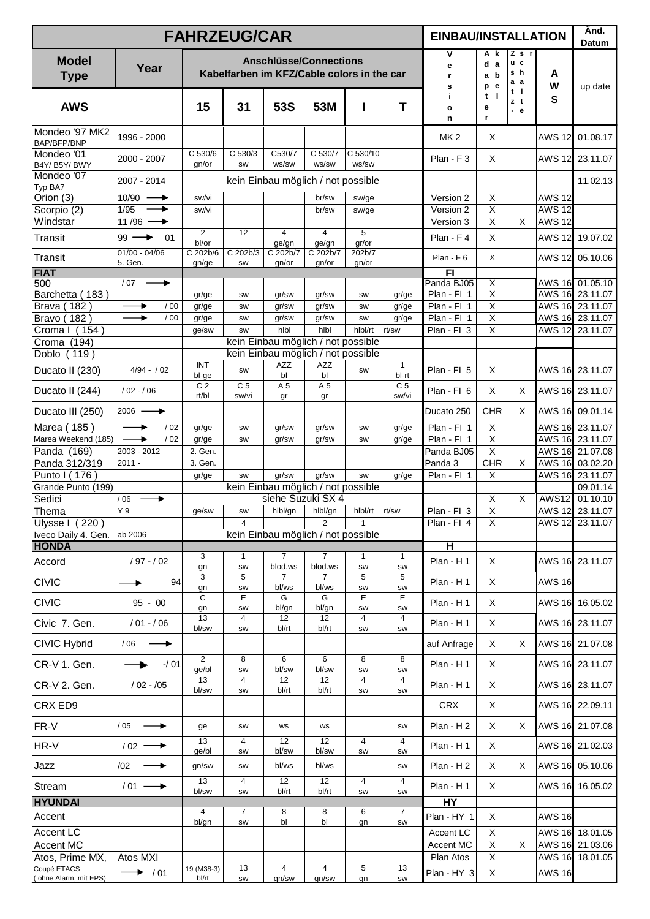| FAHRZEUG/CAR | | | | | | | | EINBAU/INSTALLATION | | | | Änd. Datum |
|---|---|---|---|---|---|---|---|---|---|---|---|---|
| Model Type | Year | Anschlüsse/Connections Kabelfarben im KFZ/Cable colors in the car | | | | | | Version | Adapter Kabel | Zusatz - Schaltre | AWS | up date |
| AWS | | 15 | 31 | 53S | 53M | I | T | | | | | |
| Mondeo '97 MK2 BAP/BFP/BNP | 1996 - 2000 | | | | | | | MK 2 | X | | AWS 12 | 01.08.17 |
| Mondeo '01 B4Y/ B5Y/ BWY | 2000 - 2007 | C 530/6 gn/or | C 530/3 sw | C530/7 ws/sw | C 530/7 ws/sw | C 530/10 ws/sw | | Plan - F 3 | X | | AWS 12 | 23.11.07 |
| Mondeo '07 Typ BA7 | 2007 - 2014 | kein Einbau möglich / not possible | | | | | | | | | | 11.02.13 |
| Orion (3) | 10/90 ⟶ | sw/vi | | | br/sw | sw/ge | | Version 2 | X | | AWS 12 | |
| Scorpio (2) | 1/95 ⟶ | sw/vi | | | br/sw | sw/ge | | Version 2 | X | | AWS 12 | |
| Windstar | 11 /96 ⟶ | | | | | | | Version 3 | X | X | AWS 12 | |
| Transit | 99 ⟶ 01 | 2 bl/or | 12 | 4 ge/gn | 4 ge/gn | 5 gr/or | | Plan - F 4 | X | | AWS 12 | 19.07.02 |
| Transit | 01/00 - 04/06 5. Gen. | C 202b/6 gn/ge | C 202b/3 sw | C 202b/7 gn/or | C 202b/7 gn/or | 202b/7 gn/or | | Plan - F 6 | X | | AWS 12 | 05.10.06 |
| **FIAT** | | | | | | | | **FI** | | | | |
| 500 | / 07 ⟶ | | | | | | | Panda BJ05 | X | | AWS 16 | 01.05.10 |
| Barchetta ( 183 ) | | gr/ge | sw | gr/sw | gr/sw | sw | gr/ge | Plan - FI 1 | X | | AWS 16 | 23.11.07 |
| Brava ( 182 ) | ⟶ / 00 | gr/ge | sw | gr/sw | gr/sw | sw | gr/ge | Plan - FI 1 | X | | AWS 16 | 23.11.07 |
| Bravo ( 182 ) | ⟶ / 00 | gr/ge | sw | gr/sw | gr/sw | sw | gr/ge | Plan - FI 1 | X | | AWS 16 | 23.11.07 |
| Croma I ( 154 ) | | ge/sw | sw | hlbl | hlbl | hlbl/rt | rt/sw | Plan - FI 3 | X | | AWS 12 | 23.11.07 |
| Croma (194) | | kein Einbau möglich / not possible | | | | | | | | | | |
| Doblo ( 119 ) | | kein Einbau möglich / not possible | | | | | | | | | | |
| Ducato II (230) | 4/94 - / 02 | INT bl-ge | sw | AZZ bl | AZZ bl | sw | 1 bl-rt | Plan - FI 5 | X | | AWS 16 | 23.11.07 |
| Ducato II (244) | / 02 - / 06 | C 2 rt/bl | C 5 sw/vi | A 5 gr | A 5 gr | | C 5 sw/vi | Plan - FI 6 | X | X | AWS 16 | 23.11.07 |
| Ducato III (250) | 2006 ⟶ | | | | | | | Ducato 250 | CHR | X | AWS 16 | 09.01.14 |
| Marea ( 185 ) | ⟶ / 02 | gr/ge | sw | gr/sw | gr/sw | sw | gr/ge | Plan - FI 1 | X | | AWS 16 | 23.11.07 |
| Marea Weekend (185) | ⟶ / 02 | gr/ge | sw | gr/sw | gr/sw | sw | gr/ge | Plan - FI 1 | X | | AWS 16 | 23.11.07 |
| Panda (169) | 2003 - 2012 | 2. Gen. | | | | | | Panda BJ05 | X | | AWS 16 | 21.07.08 |
| Panda 312/319 | 2011 - | 3. Gen. | | | | | | Panda 3 | CHR | X | AWS 16 | 03.02.20 |
| Punto I ( 176 ) | | gr/ge | sw | gr/sw | gr/sw | sw | gr/ge | Plan - FI 1 | X | | AWS 16 | 23.11.07 |
| Grande Punto (199) | | kein Einbau möglich / not possible | | | | | | | | | | 09.01.14 |
| Sedici | / 06 ⟶ | siehe Suzuki SX 4 | | | | | | | X | X | AWS12 | 01.10.10 |
| Thema | Y 9 | ge/sw | sw | hlbl/gn | hlbl/gn | hlbl/rt | rt/sw | Plan - FI 3 | X | | AWS 12 | 23.11.07 |
| Ulysse I ( 220 ) | | | 4 | | 2 | 1 | | Plan - FI 4 | X | | AWS 12 | 23.11.07 |
| Iveco Daily 4. Gen. | ab 2006 | kein Einbau möglich / not possible | | | | | | | | | | |
| **HONDA** | | | | | | | | **H** | | | | |
| Accord | / 97 - / 02 | 3 gn | 1 sw | 7 blod.ws | 7 blod.ws | 1 sw | 1 sw | Plan - H 1 | X | | AWS 16 | 23.11.07 |
| CIVIC | ⟶ 94 | 3 gn | 5 sw | 7 bl/ws | 7 bl/ws | 5 sw | 5 sw | Plan - H 1 | X | | AWS 16 | |
| CIVIC | 95 - 00 | C gn | E sw | G bl/gn | G bl/gn | E sw | E sw | Plan - H 1 | X | | AWS 16 | 16.05.02 |
| Civic 7. Gen. | / 01 - / 06 | 13 bl/sw | 4 sw | 12 bl/rt | 12 bl/rt | 4 sw | 4 sw | Plan - H 1 | X | | AWS 16 | 23.11.07 |
| CIVIC Hybrid | / 06 ⟶ | | | | | | | auf Anfrage | X | X | AWS 16 | 21.07.08 |
| CR-V 1. Gen. | ⟶ -/ 01 | 2 ge/bl | 8 sw | 6 bl/sw | 6 bl/sw | 8 sw | 8 sw | Plan - H 1 | X | | AWS 16 | 23.11.07 |
| CR-V 2. Gen. | / 02 - /05 | 13 bl/sw | 4 sw | 12 bl/rt | 12 bl/rt | 4 sw | 4 sw | Plan - H 1 | X | | AWS 16 | 23.11.07 |
| CRX ED9 | | | | | | | | CRX | X | | AWS 16 | 22.09.11 |
| FR-V | / 05 ⟶ | ge | sw | ws | ws | | sw | Plan - H 2 | X | X | AWS 16 | 21.07.08 |
| HR-V | / 02 ⟶ | 13 ge/bl | 4 sw | 12 bl/sw | 12 bl/sw | 4 sw | 4 sw | Plan - H 1 | X | | AWS 16 | 21.02.03 |
| Jazz | /02 ⟶ | gn/sw | sw | bl/ws | bl/ws | | sw | Plan - H 2 | X | X | AWS 16 | 05.10.06 |
| Stream | / 01 ⟶ | 13 bl/sw | 4 sw | 12 bl/rt | 12 bl/rt | 4 sw | 4 sw | Plan - H 1 | X | | AWS 16 | 16.05.02 |
| **HYUNDAI** | | | | | | | | **HY** | | | | |
| Accent | | 4 bl/gn | 7 sw | 8 bl | 8 bl | 6 gn | 7 sw | Plan - HY 1 | X | | AWS 16 | |
| Accent LC | | | | | | | | Accent LC | X | | AWS 16 | 18.01.05 |
| Accent MC | | | | | | | | Accent MC | X | X | AWS 16 | 21.03.06 |
| Atos, Prime MX, | Atos MXI | | | | | | | Plan Atos | X | | AWS 16 | 18.01.05 |
| Coupé ETACS ( ohne Alarm, mit EPS) | ⟶ / 01 | 19 (M38-3) bl/rt | 13 sw | 4 gn/sw | 4 gn/sw | 5 gn | 13 sw | Plan - HY 3 | X | | AWS 16 | |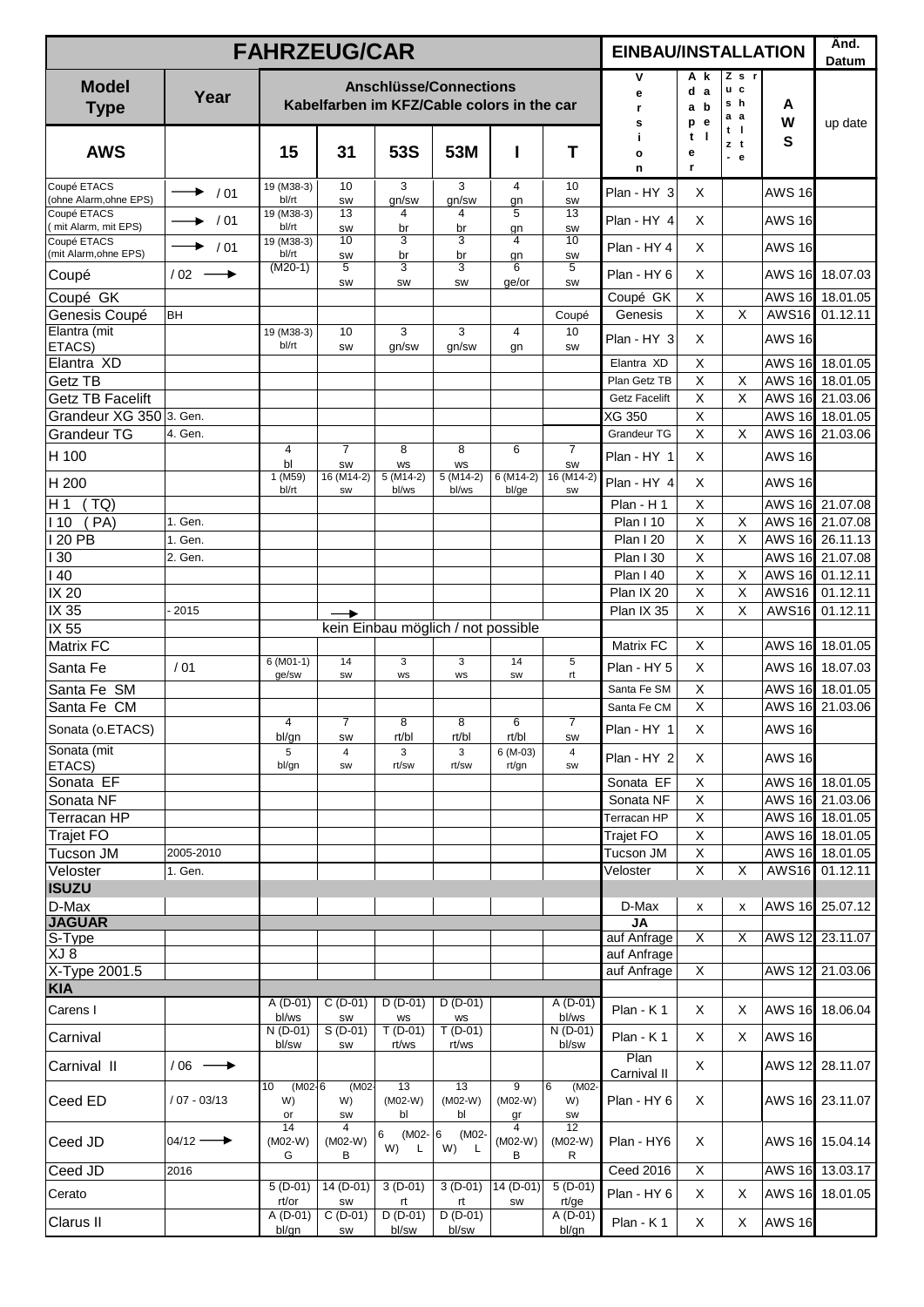| FAHRZEUG/CAR | | | | | | | | EINBAU/INSTALLATION | | | | Änd. Datum |
|---|---|---|---|---|---|---|---|---|---|---|---|---|
| Model Type | Year | Anschlüsse/Connections Kabelfarben im KFZ/Cable colors in the car | | | | | | Version | Adapterkabel | Zusatzschalter | AWS | up date |
| AWS | | 15 | 31 | 53S | 53M | I | T | | | | | |
| Coupé ETACS (ohne Alarm,ohne EPS) | → / 01 | 19 (M38-3) bl/rt | 10 sw | 3 gn/sw | 3 gn/sw | 4 gn | 10 sw | Plan - HY 3 | X | | AWS 16 | |
| Coupé ETACS ( mit Alarm, mit EPS) | → / 01 | 19 (M38-3) bl/rt | 13 sw | 4 br | 4 br | 5 gn | 13 sw | Plan - HY 4 | X | | AWS 16 | |
| Coupé ETACS (mit Alarm,ohne EPS) | → / 01 | 19 (M38-3) bl/rt | 10 sw | 3 br | 3 br | 4 gn | 10 sw | Plan - HY 4 | X | | AWS 16 | |
| Coupé | / 02 → | (M20-1) | 5 sw | 3 sw | 3 sw | 6 ge/or | 5 sw | Plan - HY 6 | X | | AWS 16 | 18.07.03 |
| Coupé GK | | | | | | | | Coupé GK | X | | AWS 16 | 18.01.05 |
| Genesis Coupé | BH | | | | | | Coupé | Genesis | X | X | AWS16 | 01.12.11 |
| Elantra (mit ETACS) | | 19 (M38-3) bl/rt | 10 sw | 3 gn/sw | 3 gn/sw | 4 gn | 10 sw | Plan - HY 3 | X | | AWS 16 | |
| Elantra XD | | | | | | | | Elantra XD | X | | AWS 16 | 18.01.05 |
| Getz TB | | | | | | | | Plan Getz TB | X | X | AWS 16 | 18.01.05 |
| Getz TB Facelift | | | | | | | | Getz Facelift | X | X | AWS 16 | 21.03.06 |
| Grandeur XG 350 | 3. Gen. | | | | | | | XG 350 | X | | AWS 16 | 18.01.05 |
| Grandeur TG | 4. Gen. | | | | | | | Grandeur TG | X | X | AWS 16 | 21.03.06 |
| H 100 | | 4 bl | 7 sw | 8 ws | 8 ws | 6 | 7 sw | Plan - HY 1 | X | | AWS 16 | |
| H 200 | | 1 (M59) bl/rt | 16 (M14-2) sw | 5 (M14-2) bl/ws | 5 (M14-2) bl/ws | 6 (M14-2) bl/ge | 16 (M14-2) sw | Plan - HY 4 | X | | AWS 16 | |
| H 1 (TQ) | | | | | | | | Plan - H 1 | X | | AWS 16 | 21.07.08 |
| I 10 (PA) | 1. Gen. | | | | | | | Plan I 10 | X | X | AWS 16 | 21.07.08 |
| I 20 PB | 1. Gen. | | | | | | | Plan I 20 | X | X | AWS 16 | 26.11.13 |
| I 30 | 2. Gen. | | | | | | | Plan I 30 | X | | AWS 16 | 21.07.08 |
| I 40 | | | | | | | | Plan I 40 | X | X | AWS 16 | 01.12.11 |
| IX 20 | | | | | | | | Plan IX 20 | X | X | AWS16 | 01.12.11 |
| IX 35 | - 2015 | | → | | | | | Plan IX 35 | X | X | AWS16 | 01.12.11 |
| IX 55 | | kein Einbau möglich / not possible | | | | | | | | | | |
| Matrix FC | | | | | | | | Matrix FC | X | | AWS 16 | 18.01.05 |
| Santa Fe | / 01 | 6 (M01-1) ge/sw | 14 sw | 3 ws | 3 ws | 14 sw | 5 rt | Plan - HY 5 | X | | AWS 16 | 18.07.03 |
| Santa Fe SM | | | | | | | | Santa Fe SM | X | | AWS 16 | 18.01.05 |
| Santa Fe CM | | | | | | | | Santa Fe CM | X | | AWS 16 | 21.03.06 |
| Sonata (o.ETACS) | | 4 bl/gn | 7 sw | 8 rt/bl | 8 rt/bl | 6 rt/bl | 7 sw | Plan - HY 1 | X | | AWS 16 | |
| Sonata (mit ETACS) | | 5 bl/gn | 4 sw | 3 rt/sw | 3 rt/sw | 6 (M-03) rt/gn | 4 sw | Plan - HY 2 | X | | AWS 16 | |
| Sonata EF | | | | | | | | Sonata EF | X | | AWS 16 | 18.01.05 |
| Sonata NF | | | | | | | | Sonata NF | X | | AWS 16 | 21.03.06 |
| Terracan HP | | | | | | | | Terracan HP | X | | AWS 16 | 18.01.05 |
| Trajet FO | | | | | | | | Trajet FO | X | | AWS 16 | 18.01.05 |
| Tucson JM | 2005-2010 | | | | | | | Tucson JM | X | | AWS 16 | 18.01.05 |
| Veloster | 1. Gen. | | | | | | | Veloster | X | X | AWS16 | 01.12.11 |
| **ISUZU** | | | | | | | | | | | | |
| D-Max | | | | | | | | D-Max | x | x | AWS 16 | 25.07.12 |
| **JAGUAR** | | | | | | | | JA | | | | |
| S-Type | | | | | | | | auf Anfrage | X | X | AWS 12 | 23.11.07 |
| XJ 8 | | | | | | | | auf Anfrage | | | | |
| X-Type 2001.5 | | | | | | | | auf Anfrage | X | | AWS 12 | 21.03.06 |
| **KIA** | | | | | | | | | | | | |
| Carens I | | A (D-01) bl/ws | C (D-01) sw | D (D-01) ws | D (D-01) ws | | A (D-01) bl/ws | Plan - K 1 | X | X | AWS 16 | 18.06.04 |
| Carnival | | N (D-01) bl/sw | S (D-01) sw | T (D-01) rt/ws | T (D-01) rt/ws | | N (D-01) bl/sw | Plan - K 1 | X | X | AWS 16 | |
| Carnival II | / 06 → | | | | | | | Plan Carnival II | X | | AWS 12 | 28.11.07 |
| Ceed ED | / 07 - 03/13 | 10 (M02-W) or | 6 (M02-W) sw | 13 (M02-W) bl | 13 (M02-W) bl | 9 (M02-W) gr | 6 (M02-W) sw | Plan - HY 6 | X | | AWS 16 | 23.11.07 |
| Ceed JD | 04/12 → | 14 (M02-W) G | 4 (M02-W) B | 6 (M02-W) L | 6 (M02-W) L | 4 (M02-W) B | 12 (M02-W) R | Plan - HY6 | X | | AWS 16 | 15.04.14 |
| Ceed JD | 2016 | | | | | | | Ceed 2016 | X | | AWS 16 | 13.03.17 |
| Cerato | | 5 (D-01) rt/or | 14 (D-01) sw | 3 (D-01) rt | 3 (D-01) rt | 14 (D-01) sw | 5 (D-01) rt/ge | Plan - HY 6 | X | X | AWS 16 | 18.01.05 |
| Clarus II | | A (D-01) bl/gn | C (D-01) sw | D (D-01) bl/sw | D (D-01) bl/sw | | A (D-01) bl/gn | Plan - K 1 | X | X | AWS 16 | |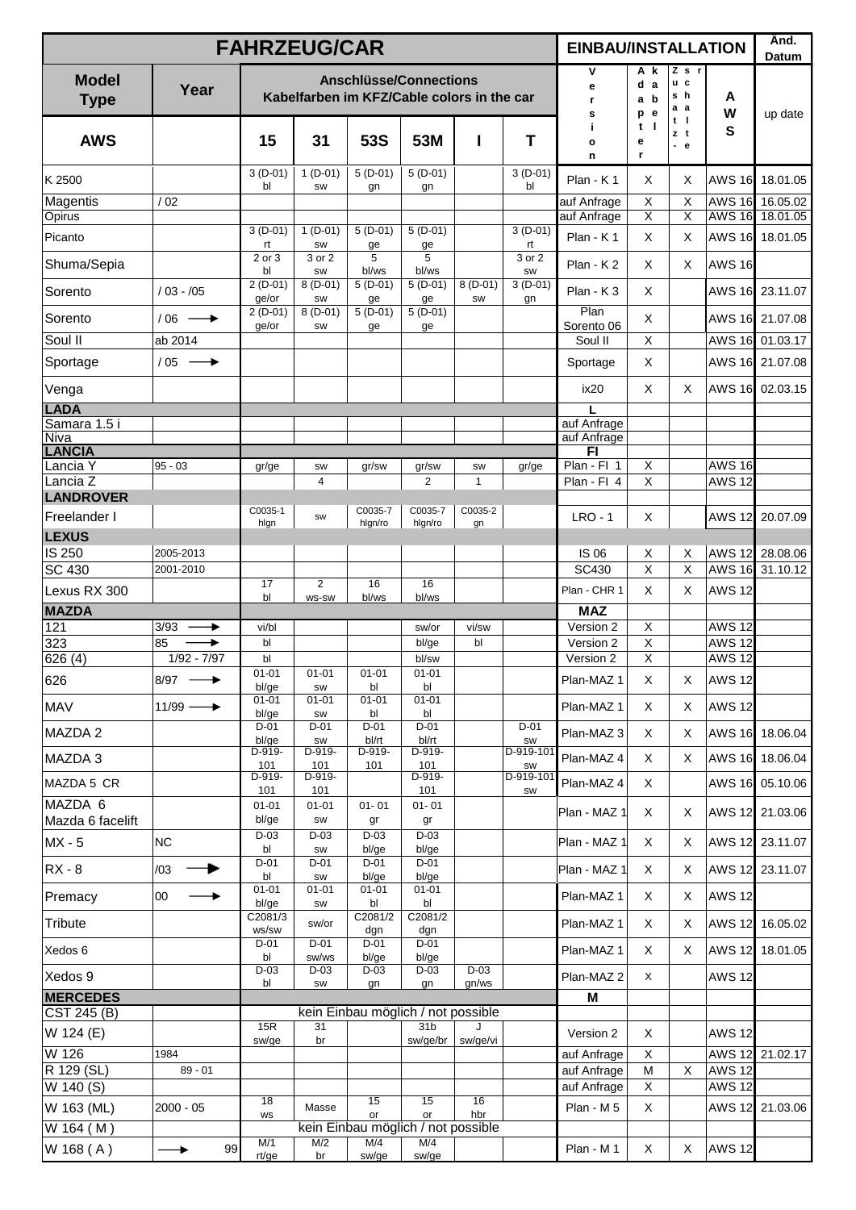| FAHRZEUG/CAR | | | | | | | | EINBAU/INSTALLATION | | | | Änd. Datum |
|---|---|---|---|---|---|---|---|---|---|---|---|---|
| Model Type | Year | Anschlüsse/Connections Kabelfarben im KFZ/Cable colors in the car | | | | | | Version | Adapterkabel | Zusatzschalter | AWS | up date |
| AWS | | 15 | 31 | 53S | 53M | I | T | | | | | |
| K 2500 | | 3 (D-01) bl | 1 (D-01) sw | 5 (D-01) gn | 5 (D-01) gn | | 3 (D-01) bl | Plan - K 1 | X | X | AWS 16 | 18.01.05 |
| Magentis | / 02 | | | | | | | auf Anfrage | X | X | AWS 16 | 16.05.02 |
| Opirus | | | | | | | | auf Anfrage | X | X | AWS 16 | 18.01.05 |
| Picanto | | 3 (D-01) rt | 1 (D-01) sw | 5 (D-01) ge | 5 (D-01) ge | | 3 (D-01) rt | Plan - K 1 | X | X | AWS 16 | 18.01.05 |
| Shuma/Sepia | | 2 or 3 bl | 3 or 2 sw | 5 bl/ws | 5 bl/ws | | 3 or 2 sw | Plan - K 2 | X | X | AWS 16 | |
| Sorento | / 03 - /05 | 2 (D-01) ge/or | 8 (D-01) sw | 5 (D-01) ge | 5 (D-01) ge | 8 (D-01) sw | 3 (D-01) gn | Plan - K 3 | X | | AWS 16 | 23.11.07 |
| Sorento | / 06 → | 2 (D-01) ge/or | 8 (D-01) sw | 5 (D-01) ge | 5 (D-01) ge | | | Plan Sorento 06 | X | | AWS 16 | 21.07.08 |
| Soul II | ab 2014 | | | | | | | Soul II | X | | AWS 16 | 01.03.17 |
| Sportage | / 05 → | | | | | | | Sportage | X | | AWS 16 | 21.07.08 |
| Venga | | | | | | | | ix20 | X | X | AWS 16 | 02.03.15 |
| **LADA** | | | | | | | | L | | | | |
| Samara 1.5 i | | | | | | | | auf Anfrage | | | | |
| Niva | | | | | | | | auf Anfrage | | | | |
| **LANCIA** | | | | | | | | FI | | | | |
| Lancia Y | 95 - 03 | gr/ge | sw | gr/sw | gr/sw | sw | gr/ge | Plan - FI 1 | X | | AWS 16 | |
| Lancia Z | | | 4 | | 2 | 1 | | Plan - FI 4 | X | | AWS 12 | |
| **LANDROVER** | | | | | | | | | | | | |
| Freelander I | | C0035-1 hlgn | sw | C0035-7 hlgn/ro | C0035-7 hlgn/ro | C0035-2 gn | | LRO - 1 | X | | AWS 12 | 20.07.09 |
| **LEXUS** | | | | | | | | | | | | |
| IS 250 | 2005-2013 | | | | | | | IS 06 | X | X | AWS 12 | 28.08.06 |
| SC 430 | 2001-2010 | | | | | | | SC430 | X | X | AWS 16 | 31.10.12 |
| Lexus RX 300 | | 17 bl | 2 ws-sw | 16 bl/ws | 16 bl/ws | | | Plan - CHR 1 | X | X | AWS 12 | |
| **MAZDA** | | | | | | | | MAZ | | | | |
| 121 | 3/93 → | vi/bl | | | sw/or | vi/sw | | Version 2 | X | | AWS 12 | |
| 323 | 85 → | bl | | | bl/ge | bl | | Version 2 | X | | AWS 12 | |
| 626 (4) | 1/92 - 7/97 | bl | | | bl/sw | | | Version 2 | X | | AWS 12 | |
| 626 | 8/97 → | 01-01 bl/ge | 01-01 sw | 01-01 bl | 01-01 bl | | | Plan-MAZ 1 | X | X | AWS 12 | |
| MAV | 11/99 → | 01-01 bl/ge | 01-01 sw | 01-01 bl | 01-01 bl | | | Plan-MAZ 1 | X | X | AWS 12 | |
| MAZDA 2 | | D-01 bl/ge | D-01 sw | D-01 bl/rt | D-01 bl/rt | | D-01 sw | Plan-MAZ 3 | X | X | AWS 16 | 18.06.04 |
| MAZDA 3 | | D-919-101 | D-919-101 | D-919-101 | D-919-101 | | D-919-101 sw | Plan-MAZ 4 | X | X | AWS 16 | 18.06.04 |
| MAZDA 5 CR | | D-919-101 | D-919-101 | | D-919-101 | | D-919-101 sw | Plan-MAZ 4 | X | | AWS 16 | 05.10.06 |
| MAZDA 6 Mazda 6 facelift | | 01-01 bl/ge | 01-01 sw | 01- 01 gr | 01- 01 gr | | | Plan - MAZ 1 | X | X | AWS 12 | 21.03.06 |
| MX - 5 | NC | D-03 bl | D-03 sw | D-03 bl/ge | D-03 bl/ge | | | Plan - MAZ 1 | X | X | AWS 12 | 23.11.07 |
| RX - 8 | /03 → | D-01 bl | D-01 sw | D-01 bl/ge | D-01 bl/ge | | | Plan - MAZ 1 | X | X | AWS 12 | 23.11.07 |
| Premacy | 00 → | 01-01 bl/ge | 01-01 sw | 01-01 bl | 01-01 bl | | | Plan-MAZ 1 | X | X | AWS 12 | |
| Tribute | | C2081/3 ws/sw | sw/or | C2081/2 dgn | C2081/2 dgn | | | Plan-MAZ 1 | X | X | AWS 12 | 16.05.02 |
| Xedos 6 | | D-01 bl | D-01 sw/ws | D-01 bl/ge | D-01 bl/ge | | | Plan-MAZ 1 | X | X | AWS 12 | 18.01.05 |
| Xedos 9 | | D-03 bl | D-03 sw | D-03 gn | D-03 gn | D-03 gn/ws | | Plan-MAZ 2 | X | | AWS 12 | |
| **MERCEDES** | | | | | | | | M | | | | |
| CST 245 (B) | | kein Einbau möglich / not possible | | | | | | | | | | |
| W 124 (E) | | 15R sw/ge | 31 br | | 31b sw/ge/br | J sw/ge/vi | | Version 2 | X | | AWS 12 | |
| W 126 | 1984 | | | | | | | auf Anfrage | X | | AWS 12 | 21.02.17 |
| R 129 (SL) | 89 - 01 | | | | | | | auf Anfrage | M | X | AWS 12 | |
| W 140 (S) | | | | | | | | auf Anfrage | X | | AWS 12 | |
| W 163 (ML) | 2000 - 05 | 18 ws | Masse | 15 or | 15 or | 16 hbr | | Plan - M 5 | X | | AWS 12 | 21.03.06 |
| W 164 ( M ) | | kein Einbau möglich / not possible | | | | | | | | | | |
| W 168 ( A ) | → 99 | M/1 rt/ge | M/2 br | M/4 sw/ge | M/4 sw/ge | | | Plan - M 1 | X | X | AWS 12 | |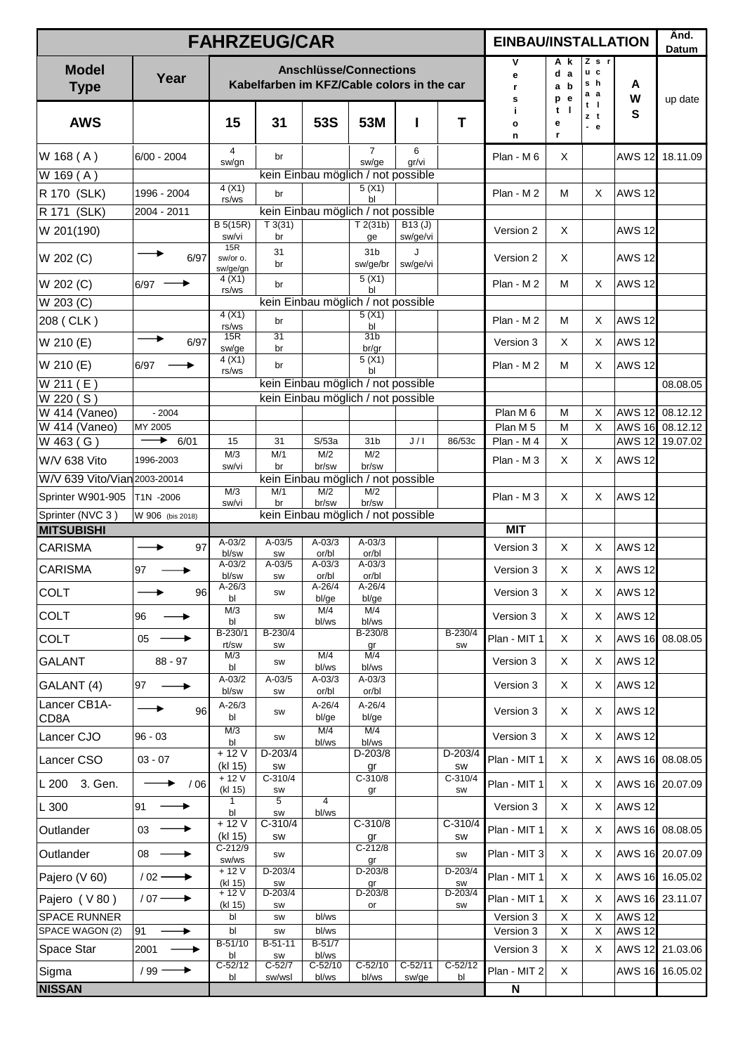| FAHRZEUG/CAR | | | | | | | | EINBAU/INSTALLATION | | | | Änd. Datum |
|---|---|---|---|---|---|---|---|---|---|---|---|---|
| Model Type | Year | Anschlüsse/Connections Kabelfarben im KFZ/Cable colors in the car | | | | | | Version | Adapter kabel | Zusatz schalter | AWS | up date |
| AWS | | 15 | 31 | 53S | 53M | I | T | | | | | |
| W 168 ( A ) | 6/00 - 2004 | 4 sw/gn | br | | 7 sw/ge | 6 gr/vi | | Plan - M 6 | X | | AWS 12 | 18.11.09 |
| W 169 ( A ) | | kein Einbau möglich / not possible | | | | | | | | | | |
| R 170 (SLK) | 1996 - 2004 | 4 (X1) rs/ws | br | | 5 (X1) bl | | | Plan - M 2 | M | X | AWS 12 | |
| R 171 (SLK) | 2004 - 2011 | kein Einbau möglich / not possible | | | | | | | | | | |
| W 201(190) | | B 5(15R) sw/vi | T 3(31) br | | T 2(31b) ge | B13 (J) sw/ge/vi | | Version 2 | X | | AWS 12 | |
| W 202 (C) | → 6/97 | 15R sw/or o. sw/ge/gn | 31 br | | 31b sw/ge/br | J sw/ge/vi | | Version 2 | X | | AWS 12 | |
| W 202 (C) | 6/97 → | 4 (X1) rs/ws | br | | 5 (X1) bl | | | Plan - M 2 | M | X | AWS 12 | |
| W 203 (C) | | kein Einbau möglich / not possible | | | | | | | | | | |
| 208 ( CLK ) | | 4 (X1) rs/ws | br | | 5 (X1) bl | | | Plan - M 2 | M | X | AWS 12 | |
| W 210 (E) | → 6/97 | 15R sw/ge | 31 br | | 31b br/gr | | | Version 3 | X | X | AWS 12 | |
| W 210 (E) | 6/97 → | 4 (X1) rs/ws | br | | 5 (X1) bl | | | Plan - M 2 | M | X | AWS 12 | |
| W 211 ( E ) | | kein Einbau möglich / not possible | | | | | | | | | | 08.08.05 |
| W 220 ( S ) | | kein Einbau möglich / not possible | | | | | | | | | | |
| W 414 (Vaneo) | - 2004 | | | | | | | Plan M 6 | M | X | AWS 12 | 08.12.12 |
| W 414 (Vaneo) | MY 2005 | | | | | | | Plan M 5 | M | X | AWS 16 | 08.12.12 |
| W 463 ( G ) | → 6/01 | 15 | 31 | S/53a | 31b | J / I | 86/53c | Plan - M 4 | X | | AWS 12 | 19.07.02 |
| W/V 638 Vito | 1996-2003 | M/3 sw/vi | M/1 br | M/2 br/sw | M/2 br/sw | | | Plan - M 3 | X | X | AWS 12 | |
| W/V 639 Vito/Vian | 2003-20014 | kein Einbau möglich / not possible | | | | | | | | | | |
| Sprinter W901-905 | T1N -2006 | M/3 sw/vi | M/1 br | M/2 br/sw | M/2 br/sw | | | Plan - M 3 | X | X | AWS 12 | |
| Sprinter (NVC 3 ) | W 906 (bis 2018) | kein Einbau möglich / not possible | | | | | | | | | | |
| **MITSUBISHI** | | | | | | | | **MIT** | | | | |
| CARISMA | → 97 | A-03/2 bl/sw | A-03/5 sw | A-03/3 or/bl | A-03/3 or/bl | | | Version 3 | X | X | AWS 12 | |
| CARISMA | 97 → | A-03/2 bl/sw | A-03/5 sw | A-03/3 or/bl | A-03/3 or/bl | | | Version 3 | X | X | AWS 12 | |
| COLT | → 96 | A-26/3 bl | sw | A-26/4 bl/ge | A-26/4 bl/ge | | | Version 3 | X | X | AWS 12 | |
| COLT | 96 → | M/3 bl | sw | M/4 bl/ws | M/4 bl/ws | | | Version 3 | X | X | AWS 12 | |
| COLT | 05 → | B-230/1 rt/sw | B-230/4 sw | | B-230/8 gr | | B-230/4 sw | Plan - MIT 1 | X | X | AWS 16 | 08.08.05 |
| GALANT | 88 - 97 | M/3 bl | sw | M/4 bl/ws | M/4 bl/ws | | | Version 3 | X | X | AWS 12 | |
| GALANT (4) | 97 → | A-03/2 bl/sw | A-03/5 sw | A-03/3 or/bl | A-03/3 or/bl | | | Version 3 | X | X | AWS 12 | |
| Lancer CB1A-CD8A | → 96 | A-26/3 bl | sw | A-26/4 bl/ge | A-26/4 bl/ge | | | Version 3 | X | X | AWS 12 | |
| Lancer CJO | 96 - 03 | M/3 bl | sw | M/4 bl/ws | M/4 bl/ws | | | Version 3 | X | X | AWS 12 | |
| Lancer CSO | 03 - 07 | + 12 V (kl 15) | D-203/4 sw | | D-203/8 gr | | D-203/4 sw | Plan - MIT 1 | X | X | AWS 16 | 08.08.05 |
| L 200 3. Gen. | → / 06 | + 12 V (kl 15) | C-310/4 sw | | C-310/8 gr | | C-310/4 sw | Plan - MIT 1 | X | X | AWS 16 | 20.07.09 |
| L 300 | 91 → | 1 bl | 5 sw | 4 bl/ws | | | | Version 3 | X | X | AWS 12 | |
| Outlander | 03 → | + 12 V (kl 15) | C-310/4 sw | | C-310/8 gr | | C-310/4 sw | Plan - MIT 1 | X | X | AWS 16 | 08.08.05 |
| Outlander | 08 → | C-212/9 sw/ws | sw | | C-212/8 gr | | sw | Plan - MIT 3 | X | X | AWS 16 | 20.07.09 |
| Pajero (V 60) | / 02 → | + 12 V (kl 15) | D-203/4 sw | | D-203/8 gr | | D-203/4 sw | Plan - MIT 1 | X | X | AWS 16 | 16.05.02 |
| Pajero ( V 80 ) | / 07 → | + 12 V (kl 15) | D-203/4 sw | | D-203/8 or | | D-203/4 sw | Plan - MIT 1 | X | X | AWS 16 | 23.11.07 |
| SPACE RUNNER | | bl | sw | bl/ws | | | | Version 3 | X | X | AWS 12 | |
| SPACE WAGON (2) | 91 → | bl | sw | bl/ws | | | | Version 3 | X | X | AWS 12 | |
| Space Star | 2001 → | B-51/10 bl | B-51-11 sw | B-51/7 bl/ws | | | | Version 3 | X | X | AWS 12 | 21.03.06 |
| Sigma | / 99 → | C-52/12 bl | C-52/7 sw/wsl | C-52/10 bl/ws | C-52/10 bl/ws | C-52/11 sw/ge | C-52/12 bl | Plan - MIT 2 | X | | AWS 16 | 16.05.02 |
| **NISSAN** | | | | | | | | **N** | | | | |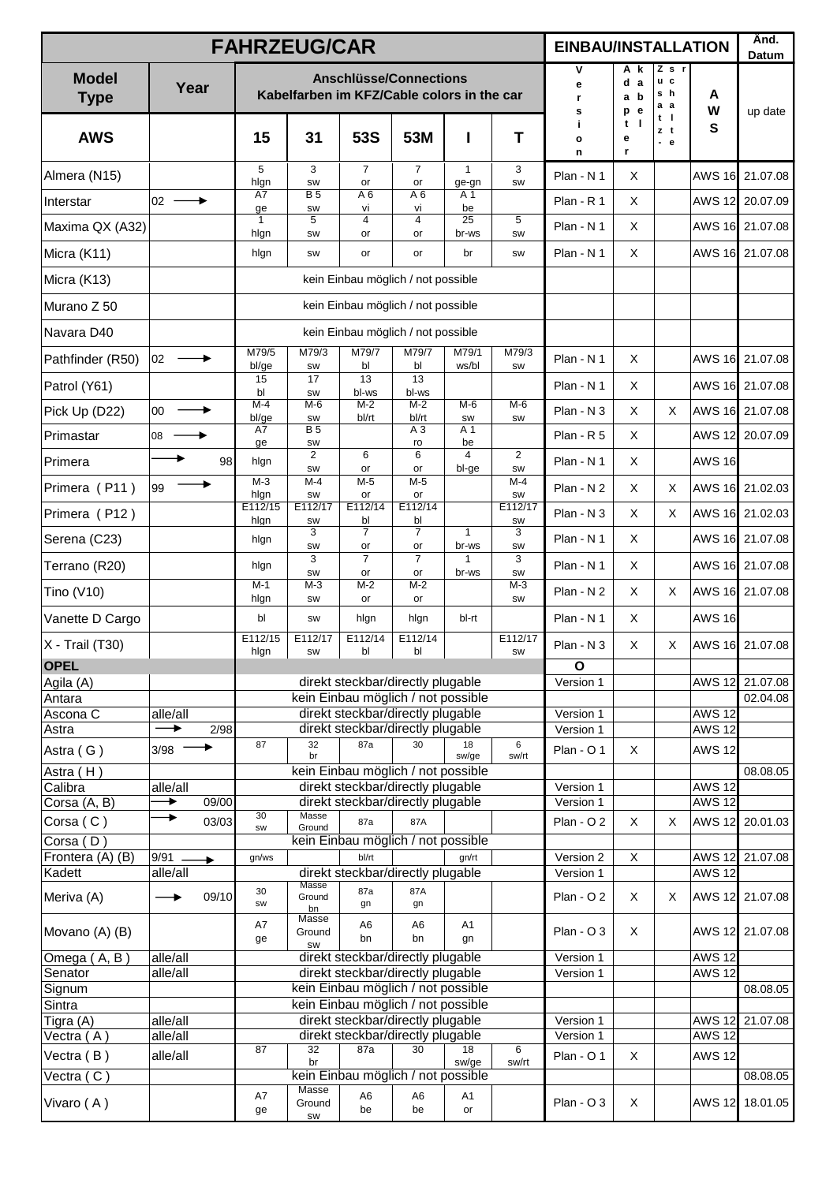| FAHRZEUG/CAR | | | | | | | | | EINBAU/INSTALLATION | | | | Änd. Datum |
|---|---|---|---|---|---|---|---|---|---|---|---|---|---|
| Model Type | Year | Anschlüsse/Connections Kabelfarben im KFZ/Cable colors in the car | | | | | | | Version | Adapter kabel | Zusatz-schalter | AWS | up date |
| AWS | | 15 | 31 | 53S | 53M | I | T | | | | | | |
| Almera (N15) | | 5 hlgn | 3 sw | 7 or | 7 or | 1 ge-gn | 3 sw | | Plan - N 1 | X | | AWS 16 | 21.07.08 |
| Interstar | 02 ⟶ | A7 ge | B 5 sw | A 6 vi | A 6 vi | A 1 be | | | Plan - R 1 | X | | AWS 12 | 20.07.09 |
| Maxima QX (A32) | | 1 hlgn | 5 sw | 4 or | 4 or | 25 br-ws | 5 sw | | Plan - N 1 | X | | AWS 16 | 21.07.08 |
| Micra (K11) | | hlgn | sw | or | or | br | sw | | Plan - N 1 | X | | AWS 16 | 21.07.08 |
| Micra (K13) | | kein Einbau möglich / not possible | | | | | | | | | | | |
| Murano Z 50 | | kein Einbau möglich / not possible | | | | | | | | | | | |
| Navara D40 | | kein Einbau möglich / not possible | | | | | | | | | | | |
| Pathfinder (R50) | 02 ⟶ | M79/5 bl/ge | M79/3 sw | M79/7 bl | M79/7 bl | M79/1 ws/bl | M79/3 sw | | Plan - N 1 | X | | AWS 16 | 21.07.08 |
| Patrol (Y61) | | 15 bl | 17 sw | 13 bl-ws | 13 bl-ws | | | | Plan - N 1 | X | | AWS 16 | 21.07.08 |
| Pick Up (D22) | 00 ⟶ | M-4 bl/ge | M-6 sw | M-2 bl/rt | M-2 bl/rt | M-6 sw | M-6 sw | | Plan - N 3 | X | X | AWS 16 | 21.07.08 |
| Primastar | 08 ⟶ | A7 ge | B 5 sw | | A 3 ro | A 1 be | | | Plan - R 5 | X | | AWS 12 | 20.07.09 |
| Primera | ⟶ 98 | hlgn | 2 sw | 6 or | 6 or | 4 bl-ge | 2 sw | | Plan - N 1 | X | | AWS 16 | |
| Primera ( P11 ) | 99 ⟶ | M-3 hlgn | M-4 sw | M-5 or | M-5 or | | M-4 sw | | Plan - N 2 | X | X | AWS 16 | 21.02.03 |
| Primera ( P12 ) | | E112/15 hlgn | E112/17 sw | E112/14 bl | E112/14 bl | | E112/17 sw | | Plan - N 3 | X | X | AWS 16 | 21.02.03 |
| Serena (C23) | | hlgn | 3 sw | 7 or | 7 or | 1 br-ws | 3 sw | | Plan - N 1 | X | | AWS 16 | 21.07.08 |
| Terrano (R20) | | hlgn | 3 sw | 7 or | 7 or | 1 br-ws | 3 sw | | Plan - N 1 | X | | AWS 16 | 21.07.08 |
| Tino (V10) | | M-1 hlgn | M-3 sw | M-2 or | M-2 or | | M-3 sw | | Plan - N 2 | X | X | AWS 16 | 21.07.08 |
| Vanette D Cargo | | bl | sw | hlgn | hlgn | bl-rt | | | Plan - N 1 | X | | AWS 16 | |
| X - Trail (T30) | | E112/15 hlgn | E112/17 sw | E112/14 bl | E112/14 bl | | E112/17 sw | | Plan - N 3 | X | X | AWS 16 | 21.07.08 |
| **OPEL** | | | | | | | | | **O** | | | | |
| Agila (A) | | direkt steckbar/directly plugable | | | | | | | Version 1 | | | AWS 12 | 21.07.08 |
| Antara | | kein Einbau möglich / not possible | | | | | | | | | | | 02.04.08 |
| Ascona C | alle/all | direkt steckbar/directly plugable | | | | | | | Version 1 | | | AWS 12 | |
| Astra | ⟶ 2/98 | direkt steckbar/directly plugable | | | | | | | Version 1 | | | AWS 12 | |
| Astra ( G ) | 3/98 ⟶ | 87 | 32 br | 87a | 30 | 18 sw/ge | 6 sw/rt | | Plan - O 1 | X | | AWS 12 | |
| Astra ( H ) | | kein Einbau möglich / not possible | | | | | | | | | | | 08.08.05 |
| Calibra | alle/all | direkt steckbar/directly plugable | | | | | | | Version 1 | | | AWS 12 | |
| Corsa (A, B) | ⟶ 09/00 | direkt steckbar/directly plugable | | | | | | | Version 1 | | | AWS 12 | |
| Corsa ( C ) | ⟶ 03/03 | 30 sw | Masse Ground | 87a | 87A | | | | Plan - O 2 | X | X | AWS 12 | 20.01.03 |
| Corsa ( D ) | | kein Einbau möglich / not possible | | | | | | | | | | | |
| Frontera (A) (B) | 9/91 ⟶ | gn/ws | | bl/rt | | gn/rt | | | Version 2 | X | | AWS 12 | 21.07.08 |
| Kadett | alle/all | direkt steckbar/directly plugable | | | | | | | Version 1 | | | AWS 12 | |
| Meriva (A) | ⟶ 09/10 | 30 sw | Masse Ground bn | 87a gn | 87A gn | | | | Plan - O 2 | X | X | AWS 12 | 21.07.08 |
| Movano (A) (B) | | A7 ge | Masse Ground sw | A6 bn | A6 bn | A1 gn | | | Plan - O 3 | X | | AWS 12 | 21.07.08 |
| Omega ( A, B ) | alle/all | direkt steckbar/directly plugable | | | | | | | Version 1 | | | AWS 12 | |
| Senator | alle/all | direkt steckbar/directly plugable | | | | | | | Version 1 | | | AWS 12 | |
| Signum | | kein Einbau möglich / not possible | | | | | | | | | | | 08.08.05 |
| Sintra | | kein Einbau möglich / not possible | | | | | | | | | | | |
| Tigra (A) | alle/all | direkt steckbar/directly plugable | | | | | | | Version 1 | | | AWS 12 | 21.07.08 |
| Vectra ( A ) | alle/all | direkt steckbar/directly plugable | | | | | | | Version 1 | | | AWS 12 | |
| Vectra ( B ) | alle/all | 87 | 32 br | 87a | 30 | 18 sw/ge | 6 sw/rt | | Plan - O 1 | X | | AWS 12 | |
| Vectra ( C ) | | kein Einbau möglich / not possible | | | | | | | | | | | 08.08.05 |
| Vivaro ( A ) | | A7 ge | Masse Ground sw | A6 be | A6 be | A1 or | | | Plan - O 3 | X | | AWS 12 | 18.01.05 |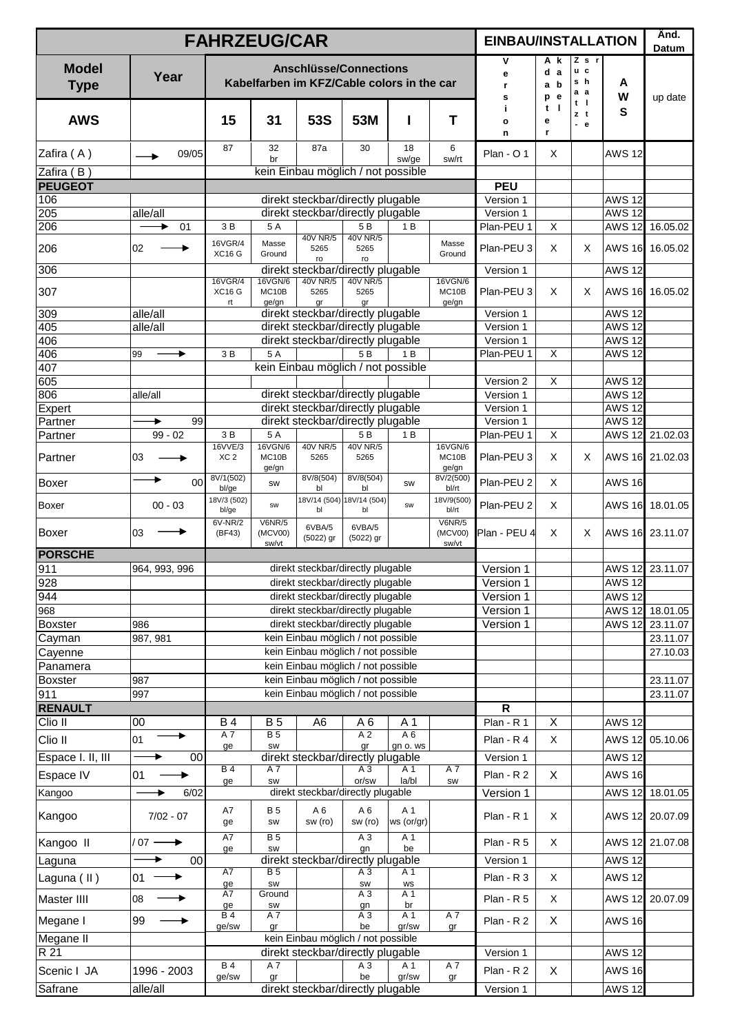| FAHRZEUG/CAR | | | | | | | | EINBAU/INSTALLATION | | | | Änd. Datum |
|---|---|---|---|---|---|---|---|---|---|---|---|---|
| **Model Type** | **Year** | **Anschlüsse/Connections Kabelfarben im KFZ/Cable colors in the car** | | | | | | **Version** | **Adapter kabel** | **Zusatz schale** | **AWS** | up date |
| **AWS** | | **15** | **31** | **53S** | **53M** | **I** | **T** | | | | | |
| Zafira ( A ) | → 09/05 | 87 | 32 br | 87a | 30 | 18 sw/ge | 6 sw/rt | Plan - O 1 | X | | AWS 12 | |
| Zafira ( B ) | | kein Einbau möglich / not possible | | | | | | | | | | |
| **PEUGEOT** | | | | | | | | **PEU** | | | | |
| 106 | | direkt steckbar/directly plugable | | | | | | Version 1 | | | AWS 12 | |
| 205 | alle/all | direkt steckbar/directly plugable | | | | | | Version 1 | | | AWS 12 | |
| 206 | → 01 | 3 B | 5 A | | 5 B | 1 B | | Plan-PEU 1 | X | | AWS 12 | 16.05.02 |
| 206 | 02 → | 16VGR/4 XC16 G | Masse Ground | 40V NR/5 5265 ro | 40V NR/5 5265 ro | | Masse Ground | Plan-PEU 3 | X | X | AWS 16 | 16.05.02 |
| 306 | | direkt steckbar/directly plugable | | | | | | Version 1 | | | AWS 12 | |
| 307 | | 16VGR/4 XC16 G rt | 16VGN/6 MC10B ge/gn | 40V NR/5 5265 gr | 40V NR/5 5265 gr | | 16VGN/6 MC10B ge/gn | Plan-PEU 3 | X | X | AWS 16 | 16.05.02 |
| 309 | alle/all | direkt steckbar/directly plugable | | | | | | Version 1 | | | AWS 12 | |
| 405 | alle/all | direkt steckbar/directly plugable | | | | | | Version 1 | | | AWS 12 | |
| 406 | | direkt steckbar/directly plugable | | | | | | Version 1 | | | AWS 12 | |
| 406 | 99 → | 3 B | 5 A | | 5 B | 1 B | | Plan-PEU 1 | X | | AWS 12 | |
| 407 | | kein Einbau möglich / not possible | | | | | | | | | | |
| 605 | | | | | | | | Version 2 | X | | AWS 12 | |
| 806 | alle/all | direkt steckbar/directly plugable | | | | | | Version 1 | | | AWS 12 | |
| Expert | | direkt steckbar/directly plugable | | | | | | Version 1 | | | AWS 12 | |
| Partner | → 99 | direkt steckbar/directly plugable | | | | | | Version 1 | | | AWS 12 | |
| Partner | 99 - 02 | 3 B | 5 A | | 5 B | 1 B | | Plan-PEU 1 | X | | AWS 12 | 21.02.03 |
| Partner | 03 → | 16VVE/3 XC 2 | 16VGN/6 MC10B ge/gn | 40V NR/5 5265 | 40V NR/5 5265 | | 16VGN/6 MC10B ge/gn | Plan-PEU 3 | X | X | AWS 16 | 21.02.03 |
| Boxer | → 00 | 8V/1(502) bl/ge | sw | 8V/8(504) bl | 8V/8(504) bl | sw | 8V/2(500) bl/rt | Plan-PEU 2 | X | | AWS 16 | |
| Boxer | 00 - 03 | 18V/3 (502) bl/ge | sw | 18V/14 (504) bl | 18V/14 (504) bl | sw | 18V/9(500) bl/rt | Plan-PEU 2 | X | | AWS 16 | 18.01.05 |
| Boxer | 03 → | 6V-NR/2 (BF43) | V6NR/5 (MCV00) sw/vt | 6VBA/5 (5022) gr | 6VBA/5 (5022) gr | | V6NR/5 (MCV00) sw/vt | Plan - PEU 4 | X | X | AWS 16 | 23.11.07 |
| **PORSCHE** | | | | | | | | | | | | |
| 911 | 964, 993, 996 | direkt steckbar/directly plugable | | | | | | Version 1 | | | AWS 12 | 23.11.07 |
| 928 | | direkt steckbar/directly plugable | | | | | | Version 1 | | | AWS 12 | |
| 944 | | direkt steckbar/directly plugable | | | | | | Version 1 | | | AWS 12 | |
| 968 | | direkt steckbar/directly plugable | | | | | | Version 1 | | | AWS 12 | 18.01.05 |
| Boxster | 986 | direkt steckbar/directly plugable | | | | | | Version 1 | | | AWS 12 | 23.11.07 |
| Cayman | 987, 981 | kein Einbau möglich / not possible | | | | | | | | | | 23.11.07 |
| Cayenne | | kein Einbau möglich / not possible | | | | | | | | | | 27.10.03 |
| Panamera | | kein Einbau möglich / not possible | | | | | | | | | | |
| Boxster | 987 | kein Einbau möglich / not possible | | | | | | | | | | 23.11.07 |
| 911 | 997 | kein Einbau möglich / not possible | | | | | | | | | | 23.11.07 |
| **RENAULT** | | | | | | | | **R** | | | | |
| Clio II | 00 | B 4 | B 5 | A6 | A 6 | A 1 | | Plan - R 1 | X | | AWS 12 | |
| Clio II | 01 → | A 7 ge | B 5 sw | | A 2 gr | A 6 gn o. ws | | Plan - R 4 | X | | AWS 12 | 05.10.06 |
| Espace I. II, III | → 00 | direkt steckbar/directly plugable | | | | | | Version 1 | | | AWS 12 | |
| Espace IV | 01 | B 4 ge | A 7 sw | | A 3 or/sw | A 1 la/bl | A 7 sw | Plan - R 2 | X | | AWS 16 | |
| Kangoo | → 6/02 | direkt steckbar/directly plugable | | | | | | Version 1 | | | AWS 12 | 18.01.05 |
| Kangoo | 7/02 - 07 | A7 ge | B 5 sw | A 6 sw (ro) | A 6 sw (ro) | A 1 ws (or/gr) | | Plan - R 1 | X | | AWS 12 | 20.07.09 |
| Kangoo II | / 07 → | A7 ge | B 5 sw | | A 3 gn | A 1 be | | Plan - R 5 | X | | AWS 12 | 21.07.08 |
| Laguna | → 00 | direkt steckbar/directly plugable | | | | | | Version 1 | | | AWS 12 | |
| Laguna ( II ) | 01 → | A7 ge | B 5 sw | | A 3 sw | A 1 ws | | Plan - R 3 | X | | AWS 12 | |
| Master IIII | 08 → | A7 ge | Ground sw | | A 3 gn | A 1 br | | Plan - R 5 | X | | AWS 12 | 20.07.09 |
| Megane I | 99 → | B 4 ge/sw | A 7 gr | | A 3 be | A 1 gr/sw | A 7 gr | Plan - R 2 | X | | AWS 16 | |
| Megane II | | kein Einbau möglich / not possible | | | | | | | | | | |
| R 21 | | direkt steckbar/directly plugable | | | | | | Version 1 | | | AWS 12 | |
| Scenic I JA | 1996 - 2003 | B 4 ge/sw | A 7 gr | | A 3 be | A 1 gr/sw | A 7 gr | Plan - R 2 | X | | AWS 16 | |
| Safrane | alle/all | direkt steckbar/directly plugable | | | | | | Version 1 | | | AWS 12 | |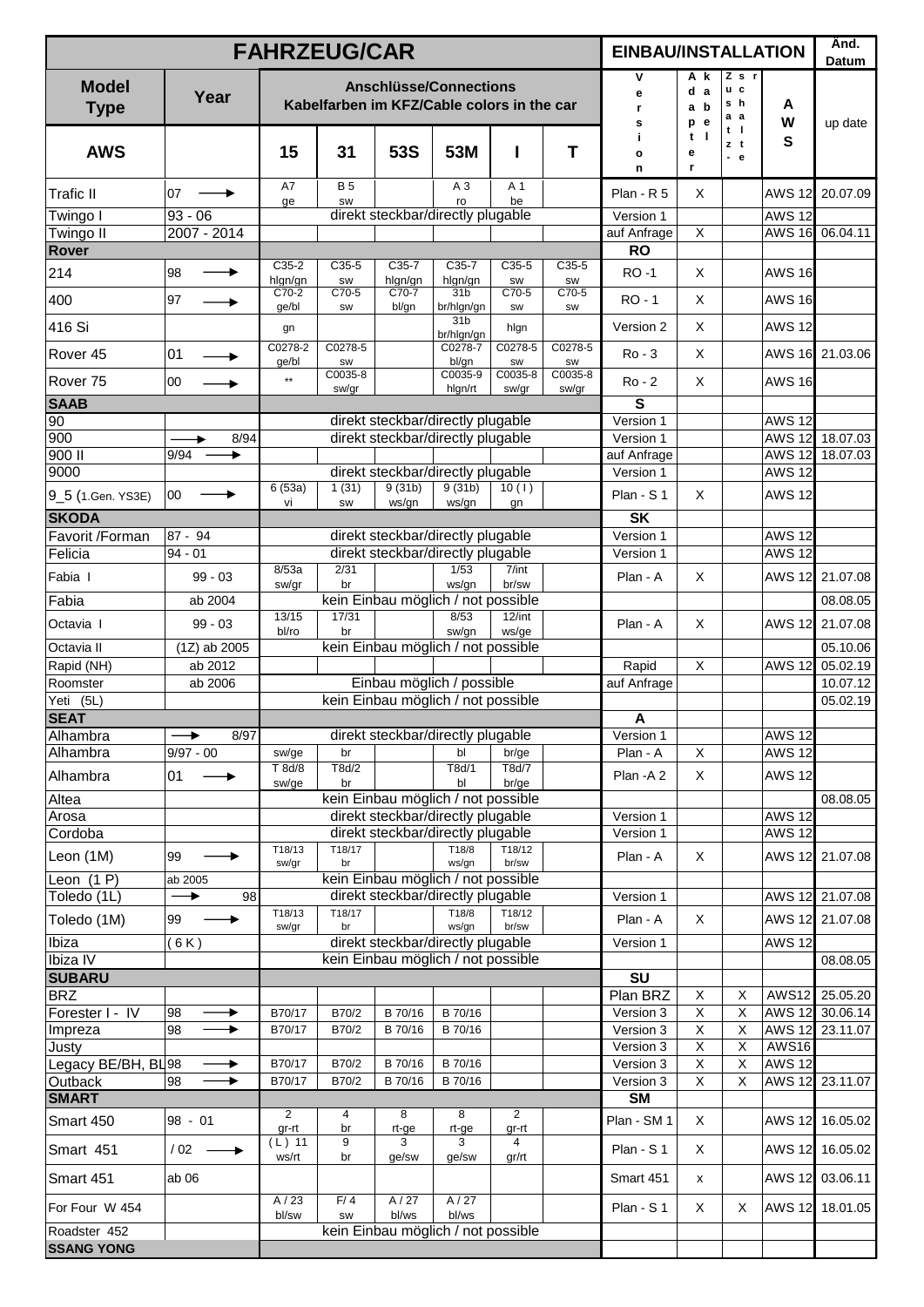| FAHRZEUG/CAR | | | | | | | | EINBAU/INSTALLATION | | | | Änd. Datum |
|---|---|---|---|---|---|---|---|---|---|---|---|---|
| **Model Type** | **Year** | **Anschlüsse/Connections Kabelfarben im KFZ/Cable colors in the car** | | | | | | **Version** | **Adapterkabel** | **Zusatzschalter** | **AWS** | up date |
| **AWS** | | **15** | **31** | **53S** | **53M** | **I** | **T** | | | | | |
| Trafic II | 07 → | A7 ge | B 5 sw | | A 3 ro | A 1 be | | Plan - R 5 | X | | AWS 12 | 20.07.09 |
| Twingo I | 93 - 06 | direkt steckbar/directly plugable | | | | | | Version 1 | | | AWS 12 | |
| Twingo II | 2007 - 2014 | | | | | | | auf Anfrage | X | | AWS 16 | 06.04.11 |
| **Rover** | | | | | | | | **RO** | | | | |
| 214 | 98 → | C35-2 hlgn/gn | C35-5 sw | C35-7 hlgn/gn | C35-7 hlgn/gn | C35-5 sw | C35-5 sw | RO -1 | X | | AWS 16 | |
| 400 | 97 → | C70-2 ge/bl | C70-5 sw | C70-7 bl/gn | 31b br/hlgn/gn | C70-5 sw | C70-5 sw | RO - 1 | X | | AWS 16 | |
| 416 Si | | gn | | | 31b br/hlgn/gn | hlgn | | Version 2 | X | | AWS 12 | |
| Rover 45 | 01 → | C0278-2 ge/bl | C0278-5 sw | | C0278-7 bl/gn | C0278-5 sw | C0278-5 sw | Ro - 3 | X | | AWS 16 | 21.03.06 |
| Rover 75 | 00 → | ** | C0035-8 sw/gr | | C0035-9 hlgn/rt | C0035-8 sw/gr | C0035-8 sw/gr | Ro - 2 | X | | AWS 16 | |
| **SAAB** | | | | | | | | **S** | | | | |
| 90 | | direkt steckbar/directly plugable | | | | | | Version 1 | | | AWS 12 | |
| 900 | → 8/94 | direkt steckbar/directly plugable | | | | | | Version 1 | | | AWS 12 | 18.07.03 |
| 900 II | 9/94 → | | | | | | | auf Anfrage | | | AWS 12 | 18.07.03 |
| 9000 | | direkt steckbar/directly plugable | | | | | | Version 1 | | | AWS 12 | |
| 9_5 (1.Gen. YS3E) | 00 → | 6 (53a) vi | 1 (31) sw | 9 (31b) ws/gn | 9 (31b) ws/gn | 10 ( I ) gn | | Plan - S 1 | X | | AWS 12 | |
| **SKODA** | | | | | | | | **SK** | | | | |
| Favorit /Forman | 87 - 94 | direkt steckbar/directly plugable | | | | | | Version 1 | | | AWS 12 | |
| Felicia | 94 - 01 | direkt steckbar/directly plugable | | | | | | Version 1 | | | AWS 12 | |
| Fabia I | 99 - 03 | 8/53a sw/gr | 2/31 br | | 1/53 ws/gn | 7/int br/sw | | Plan - A | X | | AWS 12 | 21.07.08 |
| Fabia | ab 2004 | kein Einbau möglich / not possible | | | | | | | | | | 08.08.05 |
| Octavia I | 99 - 03 | 13/15 bl/ro | 17/31 br | | 8/53 sw/gn | 12/int ws/ge | | Plan - A | X | | AWS 12 | 21.07.08 |
| Octavia II | (1Z) ab 2005 | kein Einbau möglich / not possible | | | | | | | | | | 05.10.06 |
| Rapid (NH) | ab 2012 | | | | | | | Rapid | X | | AWS 12 | 05.02.19 |
| Roomster | ab 2006 | Einbau möglich / possible | | | | | | auf Anfrage | | | | 10.07.12 |
| Yeti (5L) | | kein Einbau möglich / not possible | | | | | | | | | | 05.02.19 |
| **SEAT** | | | | | | | | **A** | | | | |
| Alhambra | → 8/97 | direkt steckbar/directly plugable | | | | | | Version 1 | | | AWS 12 | |
| Alhambra | 9/97 - 00 | sw/ge | br | | bl | br/ge | | Plan - A | X | | AWS 12 | |
| Alhambra | 01 → | T 8d/8 sw/ge | T8d/2 br | | T8d/1 bl | T8d/7 br/ge | | Plan -A 2 | X | | AWS 12 | |
| Altea | | kein Einbau möglich / not possible | | | | | | | | | | 08.08.05 |
| Arosa | | direkt steckbar/directly plugable | | | | | | Version 1 | | | AWS 12 | |
| Cordoba | | direkt steckbar/directly plugable | | | | | | Version 1 | | | AWS 12 | |
| Leon (1M) | 99 → | T18/13 sw/gr | T18/17 br | | T18/8 ws/gn | T18/12 br/sw | | Plan - A | X | | AWS 12 | 21.07.08 |
| Leon (1 P) | ab 2005 | kein Einbau möglich / not possible | | | | | | | | | | |
| Toledo (1L) | → 98 | direkt steckbar/directly plugable | | | | | | Version 1 | | | AWS 12 | 21.07.08 |
| Toledo (1M) | 99 → | T18/13 sw/gr | T18/17 br | | T18/8 ws/gn | T18/12 br/sw | | Plan - A | X | | AWS 12 | 21.07.08 |
| Ibiza | ( 6 K ) | direkt steckbar/directly plugable | | | | | | Version 1 | | | AWS 12 | |
| Ibiza IV | | kein Einbau möglich / not possible | | | | | | | | | | 08.08.05 |
| **SUBARU** | | | | | | | | **SU** | | | | |
| BRZ | | | | | | | | Plan BRZ | X | X | AWS12 | 25.05.20 |
| Forester I - IV | 98 → | B70/17 | B70/2 | B 70/16 | B 70/16 | | | Version 3 | X | X | AWS 12 | 30.06.14 |
| Impreza | 98 → | B70/17 | B70/2 | B 70/16 | B 70/16 | | | Version 3 | X | X | AWS 12 | 23.11.07 |
| Justy | | | | | | | | Version 3 | X | X | AWS16 | |
| Legacy BE/BH, BL | 98 → | B70/17 | B70/2 | B 70/16 | B 70/16 | | | Version 3 | X | X | AWS 12 | |
| Outback | 98 → | B70/17 | B70/2 | B 70/16 | B 70/16 | | | Version 3 | X | X | AWS 12 | 23.11.07 |
| **SMART** | | | | | | | | **SM** | | | | |
| Smart 450 | 98 - 01 | 2 gr-rt | 4 br | 8 rt-ge | 8 rt-ge | 2 gr-rt | | Plan - SM 1 | X | | AWS 12 | 16.05.02 |
| Smart 451 | / 02 → | ( L ) 11 ws/rt | 9 br | 3 ge/sw | 3 ge/sw | 4 gr/rt | | Plan - S 1 | X | | AWS 12 | 16.05.02 |
| Smart 451 | ab 06 | | | | | | | Smart 451 | x | | AWS 12 | 03.06.11 |
| For Four W 454 | | A / 23 bl/sw | F/ 4 sw | A / 27 bl/ws | A / 27 bl/ws | | | Plan - S 1 | X | X | AWS 12 | 18.01.05 |
| Roadster 452 | | kein Einbau möglich / not possible | | | | | | | | | | |
| **SSANG YONG** | | | | | | | | | | | | |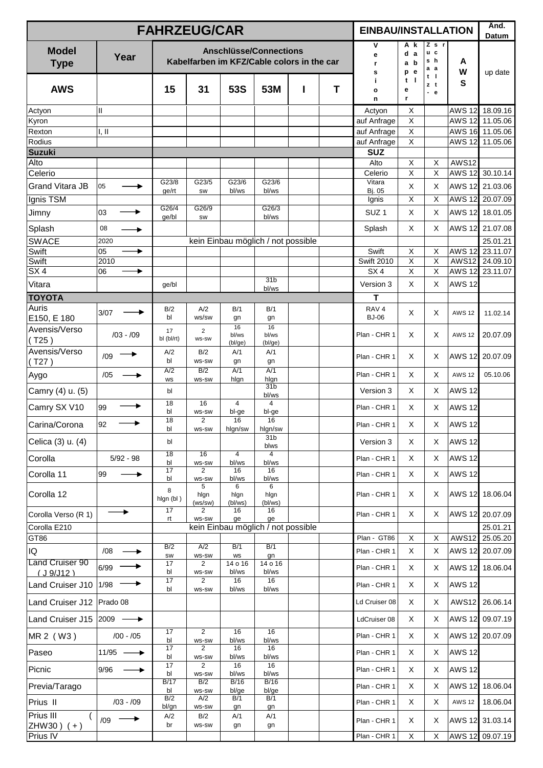| FAHRZEUG/CAR | | | | | | | | EINBAU/INSTALLATION | | | | Änd. Datum |
|---|---|---|---|---|---|---|---|---|---|---|---|---|
| Model Type | Year | Anschlüsse/Connections Kabelfarben im KFZ/Cable colors in the car | | | | | | Version | Adapter Kabel | Zusch. r a a t t z - e l | AWS | up date |
| AWS | | 15 | 31 | 53S | 53M | I | T | | | | | |
| Actyon | II | | | | | | | Actyon | X | | AWS 12 | 18.09.16 |
| Kyron | | | | | | | | auf Anfrage | X | | AWS 12 | 11.05.06 |
| Rexton | I, II | | | | | | | auf Anfrage | X | | AWS 16 | 11.05.06 |
| Rodius | | | | | | | | auf Anfrage | X | | AWS 12 | 11.05.06 |
| **Suzuki** | | | | | | | | **SUZ** | | | | |
| Alto | | | | | | | | Alto | X | X | AWS12 | |
| Celerio | | | | | | | | Celerio | X | X | AWS 12 | 30.10.14 |
| Grand Vitara JB | 05 → | G23/8 ge/rt | G23/5 sw | G23/6 bl/ws | G23/6 bl/ws | | | Vitara Bj. 05 | X | X | AWS 12 | 21.03.06 |
| Ignis TSM | | | | | | | | Ignis | X | X | AWS 12 | 20.07.09 |
| Jimny | 03 → | G26/4 ge/bl | G26/9 sw | | G26/3 bl/ws | | | SUZ 1 | X | X | AWS 12 | 18.01.05 |
| Splash | 08 → | | | | | | | Splash | X | X | AWS 12 | 21.07.08 |
| SWACE | 2020 | kein Einbau möglich / not possible | | | | | | | | | | 25.01.21 |
| Swift | 05 → | | | | | | | Swift | X | X | AWS 12 | 23.11.07 |
| Swift | 2010 | | | | | | | Swift 2010 | X | X | AWS12 | 24.09.10 |
| SX 4 | 06 → | | | | | | | SX 4 | X | X | AWS 12 | 23.11.07 |
| Vitara | | ge/bl | | | 31b bl/ws | | | Version 3 | X | X | AWS 12 | |
| **TOYOTA** | | | | | | | | **T** | | | | |
| Auris E150, E 180 | 3/07 → | B/2 bl | A/2 ws/sw | B/1 gn | B/1 gn | | | RAV 4 BJ-06 | X | X | AWS 12 | 11.02.14 |
| Avensis/Verso ( T25 ) | /03 - /09 | 17 bl (bl/rt) | 2 ws-sw | 16 bl/ws (bl/ge) | 16 bl/ws (bl/ge) | | | Plan - CHR 1 | X | X | AWS 12 | 20.07.09 |
| Avensis/Verso ( T27 ) | /09 → | A/2 bl | B/2 ws-sw | A/1 gn | A/1 gn | | | Plan - CHR 1 | X | X | AWS 12 | 20.07.09 |
| Aygo | /05 → | A/2 ws | B/2 ws-sw | A/1 hlgn | A/1 hlgn | | | Plan - CHR 1 | X | X | AWS 12 | 05.10.06 |
| Camry (4) u. (5) | | bl | | | 31b bl/ws | | | Version 3 | X | X | AWS 12 | |
| Camry SX V10 | 99 → | 18 bl | 16 ws-sw | 4 bl-ge | 4 bl-ge | | | Plan - CHR 1 | X | X | AWS 12 | |
| Carina/Corona | 92 → | 18 bl | 2 ws-sw | 16 hlgn/sw | 16 hlgn/sw | | | Plan - CHR 1 | X | X | AWS 12 | |
| Celica (3) u. (4) | | bl | | | 31b blws | | | Version 3 | X | X | AWS 12 | |
| Corolla | 5/92 - 98 | 18 bl | 16 ws-sw | 4 bl/ws | 4 bl/ws | | | Plan - CHR 1 | X | X | AWS 12 | |
| Corolla 11 | 99 → | 17 bl | 2 ws-sw | 16 bl/ws | 16 bl/ws | | | Plan - CHR 1 | X | X | AWS 12 | |
| Corolla 12 | | 8 hlgn (bl ) | 5 hlgn (ws/sw) | 6 hlgn (bl/ws) | 6 hlgn (bl/ws) | | | Plan - CHR 1 | X | X | AWS 12 | 18.06.04 |
| Corolla Verso (R 1) | → | 17 rt | 2 ws-sw | 16 ge | 16 ge | | | Plan - CHR 1 | X | X | AWS 12 | 20.07.09 |
| Corolla E210 | | kein Einbau möglich / not possible | | | | | | | | | | 25.01.21 |
| GT86 | | | | | | | | Plan - GT86 | X | X | AWS12 | 25.05.20 |
| IQ | /08 → | B/2 sw | A/2 ws-sw | B/1 ws | B/1 gn | | | Plan - CHR 1 | X | X | AWS 12 | 20.07.09 |
| Land Cruiser 90 ( J 9/J12 ) | 6/99 → | 17 bl | 2 ws-sw | 14 o 16 bl/ws | 14 o 16 bl/ws | | | Plan - CHR 1 | X | X | AWS 12 | 18.06.04 |
| Land Cruiser J10 | 1/98 → | 17 bl | 2 ws-sw | 16 bl/ws | 16 bl/ws | | | Plan - CHR 1 | X | X | AWS 12 | |
| Land Cruiser J12 | Prado 08 | | | | | | | Ld Cruiser 08 | X | X | AWS12 | 26.06.14 |
| Land Cruiser J15 | 2009 → | | | | | | | LdCruiser 08 | X | X | AWS 12 | 09.07.19 |
| MR 2 ( W3 ) | /00 - /05 | 17 bl | 2 ws-sw | 16 bl/ws | 16 bl/ws | | | Plan - CHR 1 | X | X | AWS 12 | 20.07.09 |
| Paseo | 11/95 → | 17 bl | 2 ws-sw | 16 bl/ws | 16 bl/ws | | | Plan - CHR 1 | X | X | AWS 12 | |
| Picnic | 9/96 → | 17 bl | 2 ws-sw | 16 bl/ws | 16 bl/ws | | | Plan - CHR 1 | X | X | AWS 12 | |
| Previa/Tarago | | B/17 bl | B/2 ws-sw | B/16 bl/ge | B/16 bl/ge | | | Plan - CHR 1 | X | X | AWS 12 | 18.06.04 |
| Prius II | /03 - /09 | B/2 bl/gn | A/2 ws-sw | B/1 gn | B/1 gn | | | Plan - CHR 1 | X | X | AWS 12 | 18.06.04 |
| Prius III ( ZHW30 ) ( + ) | /09 → | A/2 br | B/2 ws-sw | A/1 gn | A/1 gn | | | Plan - CHR 1 | X | X | AWS 12 | 31.03.14 |
| Prius IV | | | | | | | | Plan - CHR 1 | X | X | AWS 12 | 09.07.19 |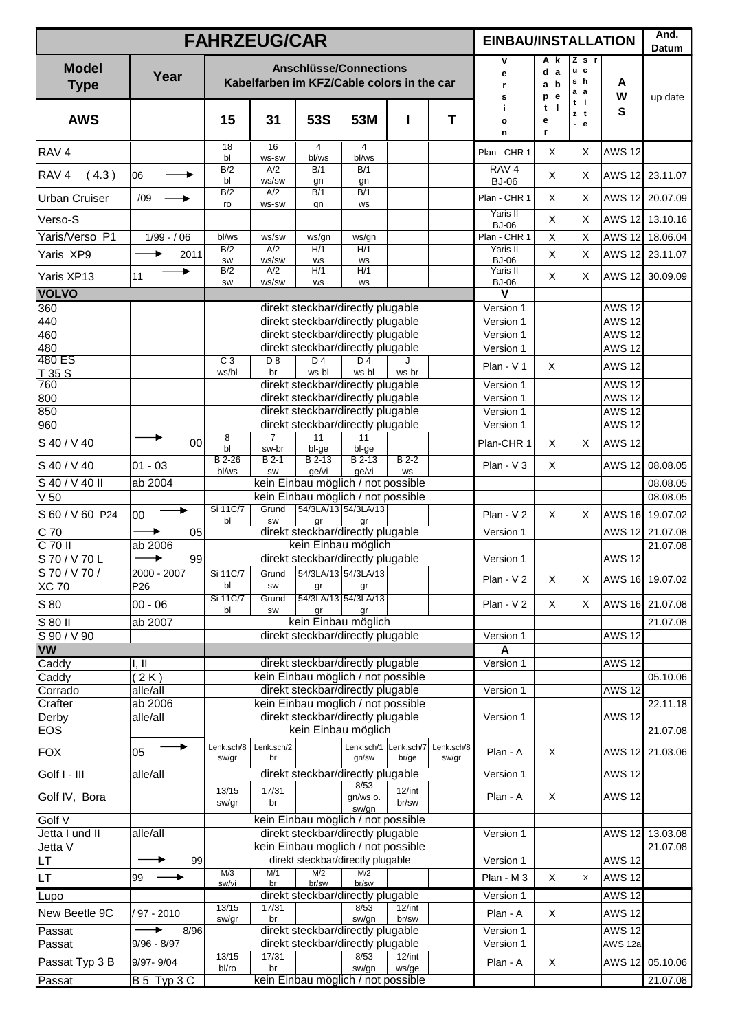| FAHRZEUG/CAR | | | | | | | | EINBAU/INSTALLATION | | | | Änd. Datum |
|---|---|---|---|---|---|---|---|---|---|---|---|---|
| Model Type | Year | Anschlüsse/Connections Kabelfarben im KFZ/Cable colors in the car | | | | | | Version | Adapter kabel | Zusatz-schalt-e | AWS | up date |
| AWS | | 15 | 31 | 53S | 53M | I | T | | | | | |
| RAV 4 | | 18 bl | 16 ws-sw | 4 bl/ws | 4 bl/ws | | | Plan - CHR 1 | X | X | AWS 12 | |
| RAV 4 (4.3) | 06 → | B/2 bl | A/2 ws/sw | B/1 gn | B/1 gn | | | RAV 4 BJ-06 | X | X | AWS 12 | 23.11.07 |
| Urban Cruiser | /09 → | B/2 ro | A/2 ws-sw | B/1 gn | B/1 ws | | | Plan - CHR 1 | X | X | AWS 12 | 20.07.09 |
| Verso-S | | | | | | | | Yaris II BJ-06 | X | X | AWS 12 | 13.10.16 |
| Yaris/Verso P1 | 1/99 - / 06 | bl/ws | ws/sw | ws/gn | ws/gn | | | Plan - CHR 1 | X | X | AWS 12 | 18.06.04 |
| Yaris XP9 | → 2011 | B/2 sw | A/2 ws/sw | H/1 ws | H/1 ws | | | Yaris II BJ-06 | X | X | AWS 12 | 23.11.07 |
| Yaris XP13 | 11 → | B/2 sw | A/2 ws/sw | H/1 ws | H/1 ws | | | Yaris II BJ-06 | X | X | AWS 12 | 30.09.09 |
| **VOLVO** | | | | | | | | **V** | | | | |
| 360 | | direkt steckbar/directly plugable | | | | | | Version 1 | | | AWS 12 | |
| 440 | | direkt steckbar/directly plugable | | | | | | Version 1 | | | AWS 12 | |
| 460 | | direkt steckbar/directly plugable | | | | | | Version 1 | | | AWS 12 | |
| 480 | | direkt steckbar/directly plugable | | | | | | Version 1 | | | AWS 12 | |
| 480 ES T 35 S | | C 3 ws/bl | D 8 br | D 4 ws-bl | D 4 ws-bl | J ws-br | | Plan - V 1 | X | | AWS 12 | |
| 760 | | direkt steckbar/directly plugable | | | | | | Version 1 | | | AWS 12 | |
| 800 | | direkt steckbar/directly plugable | | | | | | Version 1 | | | AWS 12 | |
| 850 | | direkt steckbar/directly plugable | | | | | | Version 1 | | | AWS 12 | |
| 960 | | direkt steckbar/directly plugable | | | | | | Version 1 | | | AWS 12 | |
| S 40 / V 40 | → 00 | 8 bl | 7 sw-br | 11 bl-ge | 11 bl-ge | | | Plan-CHR 1 | X | X | AWS 12 | |
| S 40 / V 40 | 01 - 03 | B 2-26 bl/ws | B 2-1 sw | B 2-13 ge/vi | B 2-13 ge/vi | B 2-2 ws | | Plan - V 3 | X | | AWS 12 | 08.08.05 |
| S 40 / V 40 II | ab 2004 | kein Einbau möglich / not possible | | | | | | | | | | 08.08.05 |
| V 50 | | kein Einbau möglich / not possible | | | | | | | | | | 08.08.05 |
| S 60 / V 60 P24 | 00 → | Si 11C/7 bl | Grund sw | 54/3LA/13 gr | 54/3LA/13 gr | | | Plan - V 2 | X | X | AWS 16 | 19.07.02 |
| C 70 | → 05 | direkt steckbar/directly plugable | | | | | | Version 1 | | | AWS 12 | 21.07.08 |
| C 70 II | ab 2006 | kein Einbau möglich | | | | | | | | | | 21.07.08 |
| S 70 / V 70 L | → 99 | direkt steckbar/directly plugable | | | | | | Version 1 | | | AWS 12 | |
| S 70 / V 70 / XC 70 | 2000 - 2007 P26 | Si 11C/7 bl | Grund sw | 54/3LA/13 gr | 54/3LA/13 gr | | | Plan - V 2 | X | X | AWS 16 | 19.07.02 |
| S 80 | 00 - 06 | Si 11C/7 bl | Grund sw | 54/3LA/13 gr | 54/3LA/13 gr | | | Plan - V 2 | X | X | AWS 16 | 21.07.08 |
| S 80 II | ab 2007 | kein Einbau möglich | | | | | | | | | | 21.07.08 |
| S 90 / V 90 | | direkt steckbar/directly plugable | | | | | | Version 1 | | | AWS 12 | |
| **VW** | | | | | | | | **A** | | | | |
| Caddy | I, II | direkt steckbar/directly plugable | | | | | | Version 1 | | | AWS 12 | |
| Caddy | ( 2 K ) | kein Einbau möglich / not possible | | | | | | | | | | 05.10.06 |
| Corrado | alle/all | direkt steckbar/directly plugable | | | | | | Version 1 | | | AWS 12 | |
| Crafter | ab 2006 | kein Einbau möglich / not possible | | | | | | | | | | 22.11.18 |
| Derby | alle/all | direkt steckbar/directly plugable | | | | | | Version 1 | | | AWS 12 | |
| EOS | | kein Einbau möglich | | | | | | | | | | 21.07.08 |
| FOX | 05 → | Lenk.sch/8 sw/gr | Lenk.sch/2 br | | Lenk.sch/1 gn/sw | Lenk.sch/7 br/ge | Lenk.sch/8 sw/gr | Plan - A | X | | AWS 12 | 21.03.06 |
| Golf I - III | alle/all | direkt steckbar/directly plugable | | | | | | Version 1 | | | AWS 12 | |
| Golf IV, Bora | | 13/15 sw/gr | 17/31 br | | 8/53 gn/ws o. sw/gn | 12/int br/sw | | Plan - A | X | | AWS 12 | |
| Golf V | | kein Einbau möglich / not possible | | | | | | | | | | |
| Jetta I und II | alle/all | direkt steckbar/directly plugable | | | | | | Version 1 | | | AWS 12 | 13.03.08 |
| Jetta V | | kein Einbau möglich / not possible | | | | | | | | | | 21.07.08 |
| LT | → 99 | direkt steckbar/directly plugable | | | | | | Version 1 | | | AWS 12 | |
| LT | 99 → | M/3 sw/vi | M/1 br | M/2 br/sw | M/2 br/sw | | | Plan - M 3 | X | X | AWS 12 | |
| Lupo | | direkt steckbar/directly plugable | | | | | | Version 1 | | | AWS 12 | |
| New Beetle 9C | / 97 - 2010 | 13/15 sw/gr | 17/31 br | | 8/53 sw/gn | 12/int br/sw | | Plan - A | X | | AWS 12 | |
| Passat | → 8/96 | direkt steckbar/directly plugable | | | | | | Version 1 | | | AWS 12 | |
| Passat | 9/96 - 8/97 | direkt steckbar/directly plugable | | | | | | Version 1 | | | AWS 12a | |
| Passat Typ 3 B | 9/97- 9/04 | 13/15 bl/ro | 17/31 br | | 8/53 sw/gn | 12/int ws/ge | | Plan - A | X | | AWS 12 | 05.10.06 |
| Passat | B 5 Typ 3 C | kein Einbau möglich / not possible | | | | | | | | | | 21.07.08 |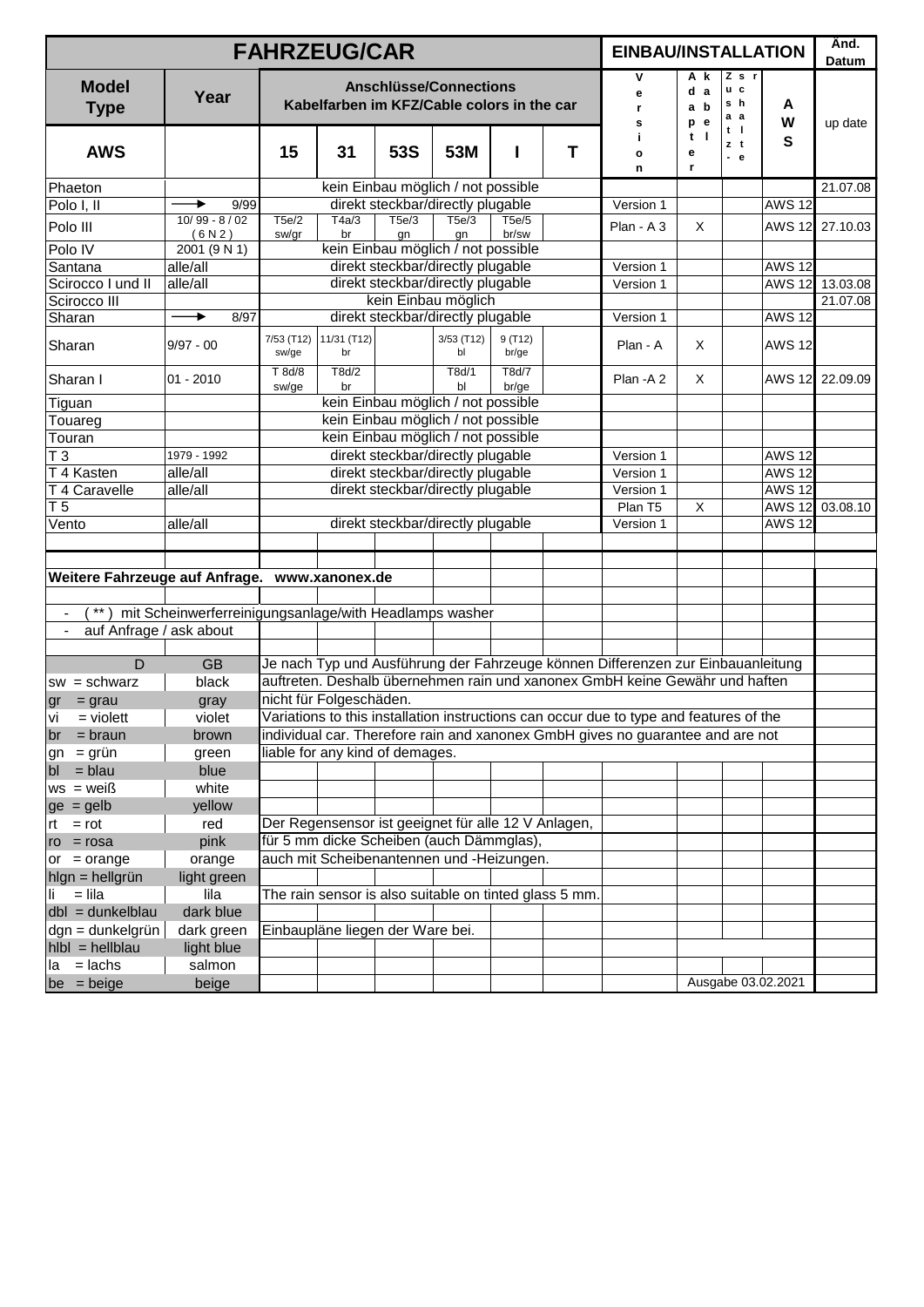| FAHRZEUG/CAR | | | | | | | | EINBAU/INSTALLATION | | | | Änd. Datum |
|---|---|---|---|---|---|---|---|---|---|---|---|---|
| Model Type | Year | Anschlüsse/Connections Kabelfarben im KFZ/Cable colors in the car | | | | | | Version | Adapter Kabel | Zusatz-Schalter | AWS | up date |
| AWS | | 15 | 31 | 53S | 53M | I | T | | | | | |
| Phaeton | | kein Einbau möglich / not possible | | | | | | | | | | 21.07.08 |
| Polo I, II | → 9/99 | direkt steckbar/directly plugable | | | | | | Version 1 | | | AWS 12 | |
| Polo III | 10/ 99 - 8 / 02 ( 6 N 2 ) | T5e/2 sw/gr | T4a/3 br | T5e/3 gn | T5e/3 gn | T5e/5 br/sw | | Plan - A 3 | X | | AWS 12 | 27.10.03 |
| Polo IV | 2001 (9 N 1) | kein Einbau möglich / not possible | | | | | | | | | | |
| Santana | alle/all | direkt steckbar/directly plugable | | | | | | Version 1 | | | AWS 12 | |
| Scirocco I und II | alle/all | direkt steckbar/directly plugable | | | | | | Version 1 | | | AWS 12 | 13.03.08 |
| Scirocco III | | kein Einbau möglich | | | | | | | | | | 21.07.08 |
| Sharan | → 8/97 | direkt steckbar/directly plugable | | | | | | Version 1 | | | AWS 12 | |
| Sharan | 9/97 - 00 | 7/53 (T12) sw/ge | 11/31 (T12) br | | 3/53 (T12) bl | 9 (T12) br/ge | | Plan - A | X | | AWS 12 | |
| Sharan I | 01 - 2010 | T 8d/8 sw/ge | T8d/2 br | | T8d/1 bl | T8d/7 br/ge | | Plan -A 2 | X | | AWS 12 | 22.09.09 |
| Tiguan | | kein Einbau möglich / not possible | | | | | | | | | | |
| Touareg | | kein Einbau möglich / not possible | | | | | | | | | | |
| Touran | | kein Einbau möglich / not possible | | | | | | | | | | |
| T 3 | 1979 - 1992 | direkt steckbar/directly plugable | | | | | | Version 1 | | | AWS 12 | |
| T 4 Kasten | alle/all | direkt steckbar/directly plugable | | | | | | Version 1 | | | AWS 12 | |
| T 4 Caravelle | alle/all | direkt steckbar/directly plugable | | | | | | Version 1 | | | AWS 12 | |
| T 5 | | | | | | | | Plan T5 | X | | AWS 12 | 03.08.10 |
| Vento | alle/all | direkt steckbar/directly plugable | | | | | | Version 1 | | | AWS 12 | |

**Weitere Fahrzeuge auf Anfrage. www.xanonex.de**

- ( ** ) mit Scheinwerferreinigungsanlage/with Headlamps washer
- auf Anfrage / ask about

| D | GB |
|---|---|
| sw = schwarz | black |
| gr = grau | gray |
| vi = violett | violet |
| br = braun | brown |
| gn = grün | green |
| bl = blau | blue |
| ws = weiß | white |
| ge = gelb | yellow |
| rt = rot | red |
| ro = rosa | pink |
| or = orange | orange |
| hlgn = hellgrün | light green |
| li = lila | lila |
| dbl = dunkelblau | dark blue |
| dgn = dunkelgrün | dark green |
| hlbl = hellblau | light blue |
| la = lachs | salmon |
| be = beige | beige |

Je nach Typ und Ausführung der Fahrzeuge können Differenzen zur Einbauanleitung auftreten. Deshalb übernehmen rain und xanonex GmbH keine Gewähr und haften nicht für Folgeschäden.

Variations to this installation instructions can occur due to type and features of the individual car. Therefore rain and xanonex GmbH gives no guarantee and are not liable for any kind of demages.

Der Regensensor ist geeignet für alle 12 V Anlagen, für 5 mm dicke Scheiben (auch Dämmglas), auch mit Scheibenantennen und -Heizungen.

The rain sensor is also suitable on tinted glass 5 mm.

Einbaupläne liegen der Ware bei.

Ausgabe 03.02.2021